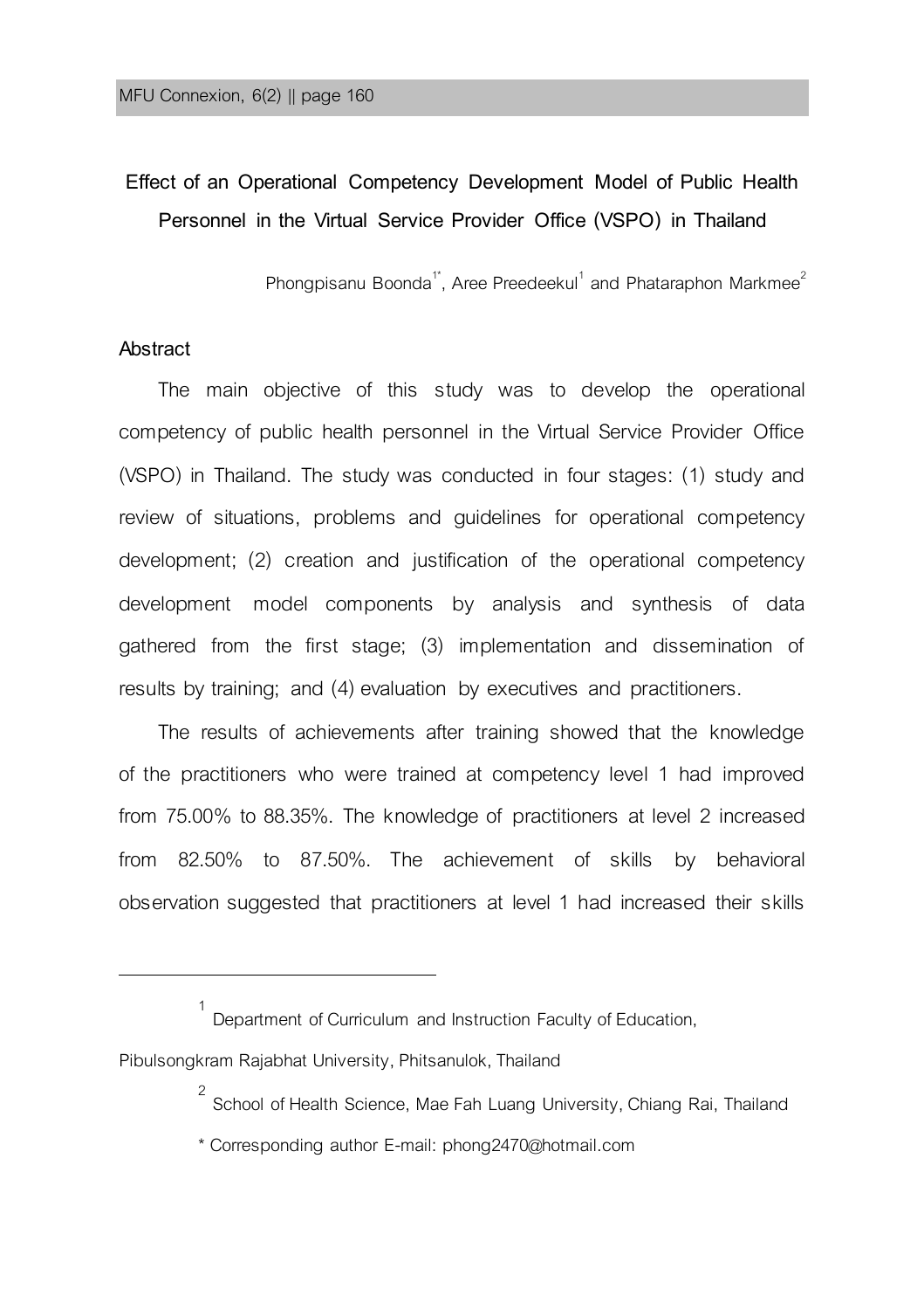# Effect of an Operational Competency Development Model of Public Health Personnel in the Virtual Service Provider Office (VSPO) in Thailand

Phongpisanu Boonda[1*], Aree Preedeekul[1] and Phataraphon Markmee[2]

## Abstract

The main objective of this study was to develop the operational competency of public health personnel in the Virtual Service Provider Office (VSPO) in Thailand. The study was conducted in four stages: (1) study and review of situations, problems and guidelines for operational competency development; (2) creation and justification of the operational competency development model components by analysis and synthesis of data gathered from the first stage; (3) implementation and dissemination of results by training; and (4) evaluation by executives and practitioners.

The results of achievements after training showed that the knowledge of the practitioners who were trained at competency level 1 had improved from 75.00% to 88.35%. The knowledge of practitioners at level 2 increased from 82.50% to 87.50%. The achievement of skills by behavioral observation suggested that practitioners at level 1 had increased their skills

---

[1] Department of Curriculum and Instruction Faculty of Education, Pibulsongkram Rajabhat University, Phitsanulok, Thailand

[2] School of Health Science, Mae Fah Luang University, Chiang Rai, Thailand

\* Corresponding author E-mail: phong2470@hotmail.com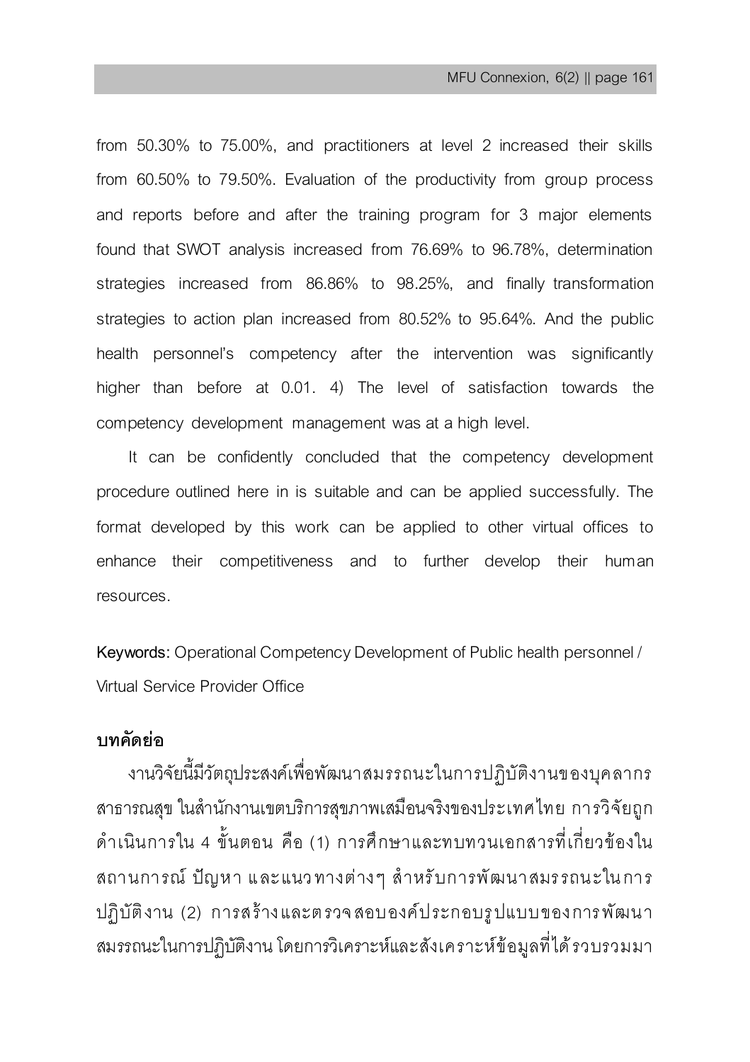from 50.30% to 75.00%, and practitioners at level 2 increased their skills from 60.50% to 79.50%. Evaluation of the productivity from group process and reports before and after the training program for 3 major elements found that SWOT analysis increased from 76.69% to 96.78%, determination strategies increased from 86.86% to 98.25%, and finally transformation strategies to action plan increased from 80.52% to 95.64%. And the public health personnel's competency after the intervention was significantly higher than before at 0.01. 4) The level of satisfaction towards the competency development management was at a high level.

It can be confidently concluded that the competency development procedure outlined here in is suitable and can be applied successfully. The format developed by this work can be applied to other virtual offices to enhance their competitiveness and to further develop their human resources.

**Keywords:** Operational Competency Development of Public health personnel / Virtual Service Provider Office

## บทคัดย่อ

งานวิจัยนี้มีวัตถุประสงค์เพื่อพัฒนาสมรรถนะในการปฏิบัติงานของบุคลากรสาธารณสุข ในสำนักงานเขตบริการสุขภาพเสมือนจริงของประเทศไทย การวิจัยถูกดำเนินการใน 4 ขั้นตอน คือ (1) การศึกษาและทบทวนเอกสารที่เกี่ยวข้องในสถานการณ์ ปัญหา และแนวทางต่างๆ สำหรับการพัฒนาสมรรถนะในการปฏิบัติงาน (2) การสร้างและตรวจสอบองค์ประกอบรูปแบบของการพัฒนาสมรรถนะในการปฏิบัติงาน โดยการวิเคราะห์และสังเคราะห์ข้อมูลที่ได้รวบรวมมา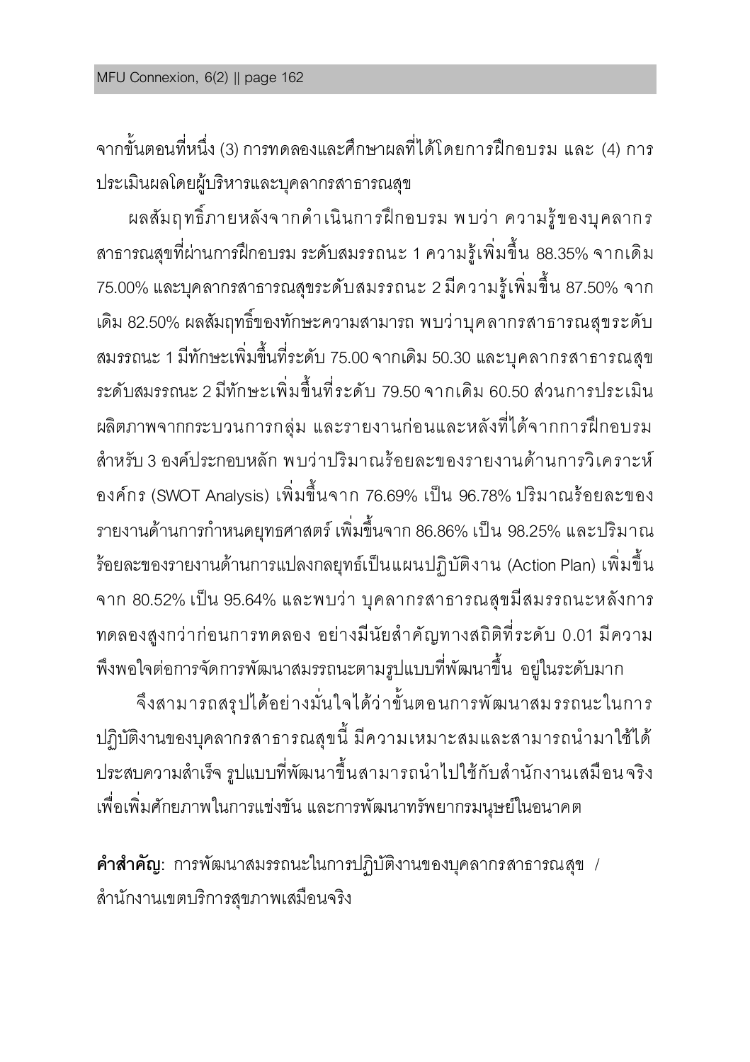จากขั้นตอนที่หนึ่ง (3) การทดลองและศึกษาผลที่ได้โดยการฝึกอบรม และ (4) การประเมินผลโดยผู้บริหารและบุคลากรสาธารณสุข

ผลสัมฤทธิ์ภายหลังจากดำเนินการฝึกอบรม พบว่า ความรู้ของบุคลากรสาธารณสุขที่ผ่านการฝึกอบรม ระดับสมรรถนะ 1 ความรู้เพิ่มขึ้น 88.35% จากเดิม 75.00% และบุคลากรสาธารณสุขระดับสมรรถนะ 2 มีความรู้เพิ่มขึ้น 87.50% จากเดิม 82.50% ผลสัมฤทธิ์ของทักษะความสามารถ พบว่าบุคลากรสาธารณสุขระดับสมรรถนะ 1 มีทักษะเพิ่มขึ้นที่ระดับ 75.00 จากเดิม 50.30 และบุคลากรสาธารณสุขระดับสมรรถนะ 2 มีทักษะเพิ่มขึ้นที่ระดับ 79.50 จากเดิม 60.50 ส่วนการประเมินผลิตภาพจากกระบวนการกลุ่ม และรายงานก่อนและหลังที่ได้จากการฝึกอบรมสำหรับ 3 องค์ประกอบหลัก พบว่าปริมาณร้อยละของรายงานด้านการวิเคราะห์องค์กร (SWOT Analysis) เพิ่มขึ้นจาก 76.69% เป็น 96.78% ปริมาณร้อยละของรายงานด้านการกำหนดยุทธศาสตร์ เพิ่มขึ้นจาก 86.86% เป็น 98.25% และปริมาณร้อยละของรายงานด้านการแปลงกลยุทธ์เป็นแผนปฏิบัติงาน (Action Plan) เพิ่มขึ้นจาก 80.52% เป็น 95.64% และพบว่า บุคลากรสาธารณสุขมีสมรรถนะหลังการทดลองสูงกว่าก่อนการทดลอง อย่างมีนัยสำคัญทางสถิติที่ระดับ 0.01 มีความพึงพอใจต่อการจัดการพัฒนาสมรรถนะตามรูปแบบที่พัฒนาขึ้น อยู่ในระดับมาก

จึงสามารถสรุปได้อย่างมั่นใจได้ว่าขั้นตอนการพัฒนาสมรรถนะในการปฏิบัติงานของบุคลากรสาธารณสุขนี้ มีความเหมาะสมและสามารถนำมาใช้ได้ประสบความสำเร็จ รูปแบบที่พัฒนาขึ้นสามารถนำไปใช้กับสำนักงานเสมือนจริง เพื่อเพิ่มศักยภาพในการแข่งขัน และการพัฒนาทรัพยากรมนุษย์ในอนาคต

**คำสำคัญ**: การพัฒนาสมรรถนะในการปฏิบัติงานของบุคลากรสาธารณสุข / สำนักงานเขตบริการสุขภาพเสมือนจริง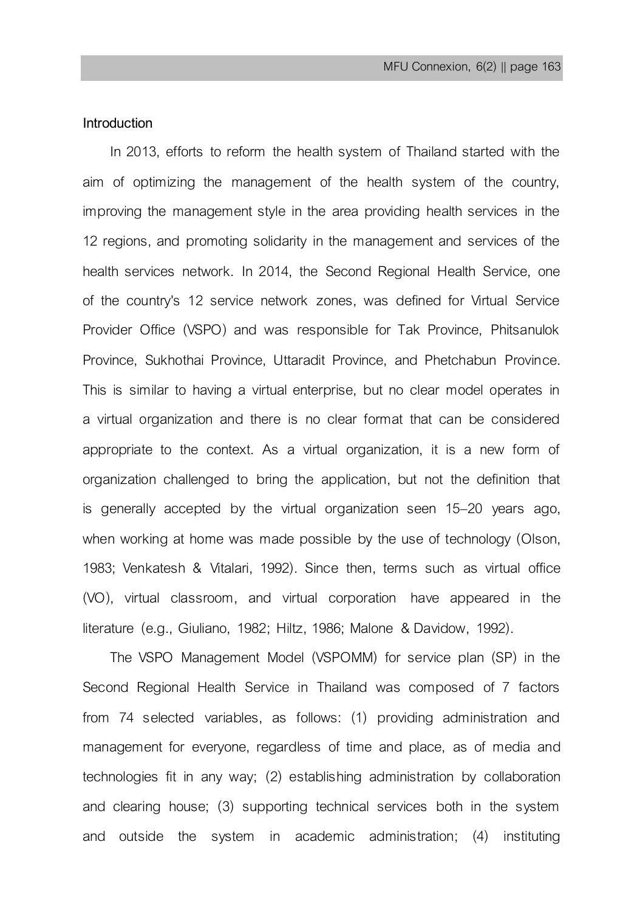## Introduction

In 2013, efforts to reform the health system of Thailand started with the aim of optimizing the management of the health system of the country, improving the management style in the area providing health services in the 12 regions, and promoting solidarity in the management and services of the health services network. In 2014, the Second Regional Health Service, one of the country's 12 service network zones, was defined for Virtual Service Provider Office (VSPO) and was responsible for Tak Province, Phitsanulok Province, Sukhothai Province, Uttaradit Province, and Phetchabun Province. This is similar to having a virtual enterprise, but no clear model operates in a virtual organization and there is no clear format that can be considered appropriate to the context. As a virtual organization, it is a new form of organization challenged to bring the application, but not the definition that is generally accepted by the virtual organization seen 15–20 years ago, when working at home was made possible by the use of technology (Olson, 1983; Venkatesh & Vitalari, 1992). Since then, terms such as virtual office (VO), virtual classroom, and virtual corporation have appeared in the literature (e.g., Giuliano, 1982; Hiltz, 1986; Malone & Davidow, 1992).

The VSPO Management Model (VSPOMM) for service plan (SP) in the Second Regional Health Service in Thailand was composed of 7 factors from 74 selected variables, as follows: (1) providing administration and management for everyone, regardless of time and place, as of media and technologies fit in any way; (2) establishing administration by collaboration and clearing house; (3) supporting technical services both in the system and outside the system in academic administration; (4) instituting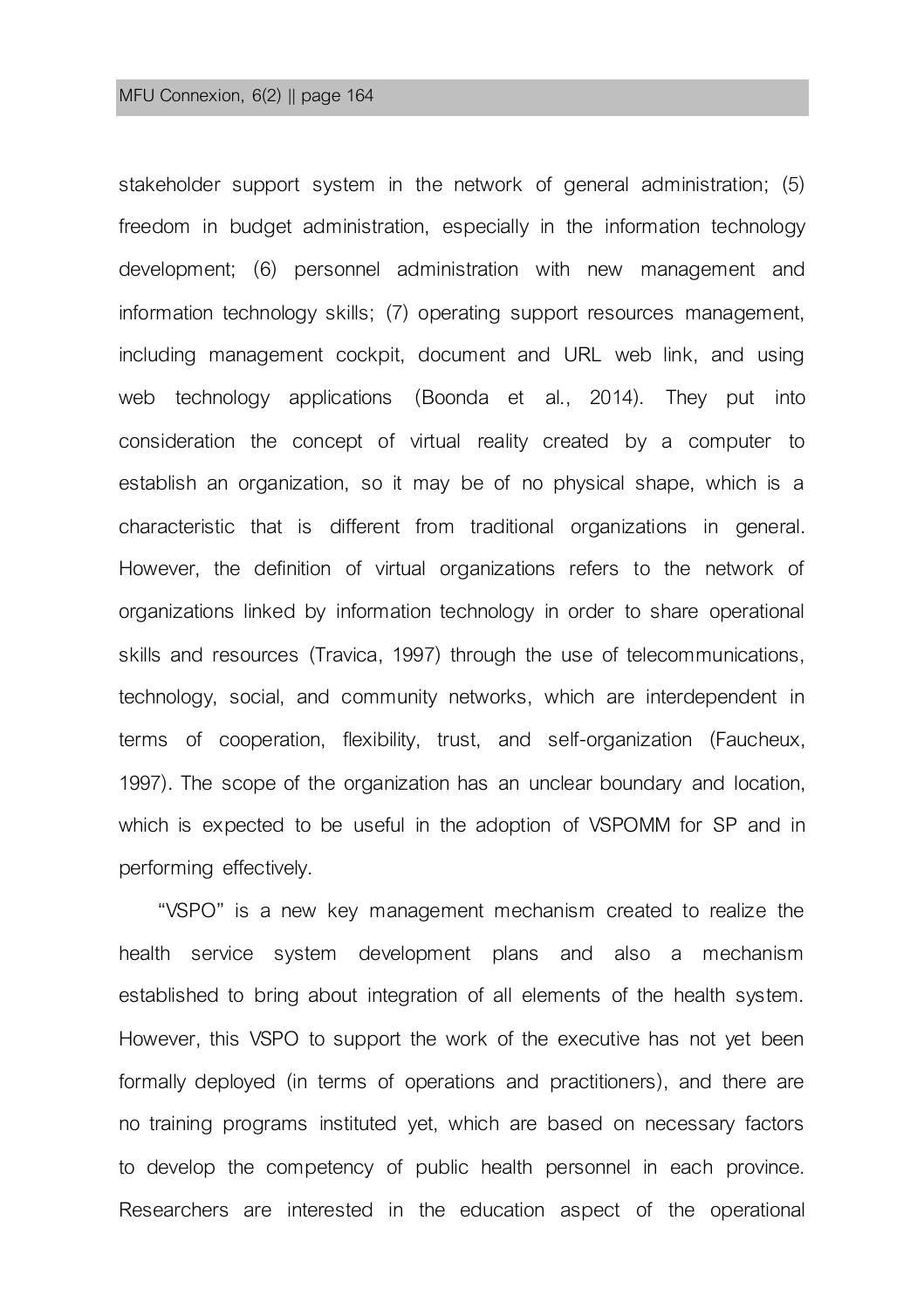stakeholder support system in the network of general administration; (5) freedom in budget administration, especially in the information technology development; (6) personnel administration with new management and information technology skills; (7) operating support resources management, including management cockpit, document and URL web link, and using web technology applications (Boonda et al., 2014). They put into consideration the concept of virtual reality created by a computer to establish an organization, so it may be of no physical shape, which is a characteristic that is different from traditional organizations in general. However, the definition of virtual organizations refers to the network of organizations linked by information technology in order to share operational skills and resources (Travica, 1997) through the use of telecommunications, technology, social, and community networks, which are interdependent in terms of cooperation, flexibility, trust, and self-organization (Faucheux, 1997). The scope of the organization has an unclear boundary and location, which is expected to be useful in the adoption of VSPOMM for SP and in performing effectively.

"VSPO" is a new key management mechanism created to realize the health service system development plans and also a mechanism established to bring about integration of all elements of the health system. However, this VSPO to support the work of the executive has not yet been formally deployed (in terms of operations and practitioners), and there are no training programs instituted yet, which are based on necessary factors to develop the competency of public health personnel in each province. Researchers are interested in the education aspect of the operational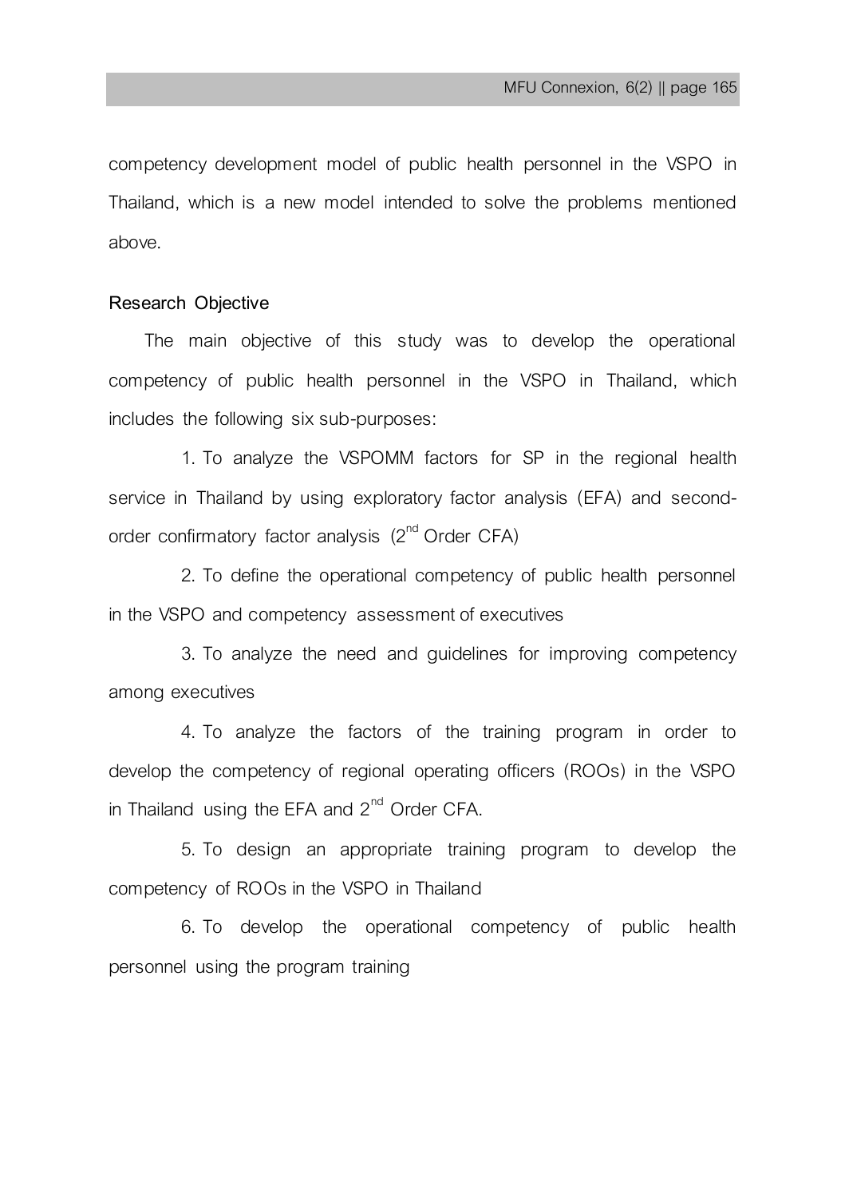competency development model of public health personnel in the VSPO in Thailand, which is a new model intended to solve the problems mentioned above.

## Research Objective

The main objective of this study was to develop the operational competency of public health personnel in the VSPO in Thailand, which includes the following six sub-purposes:

1. To analyze the VSPOMM factors for SP in the regional health service in Thailand by using exploratory factor analysis (EFA) and second-order confirmatory factor analysis (2nd Order CFA)

2. To define the operational competency of public health personnel in the VSPO and competency assessment of executives

3. To analyze the need and guidelines for improving competency among executives

4. To analyze the factors of the training program in order to develop the competency of regional operating officers (ROOs) in the VSPO in Thailand using the EFA and 2nd Order CFA.

5. To design an appropriate training program to develop the competency of ROOs in the VSPO in Thailand

6. To develop the operational competency of public health personnel using the program training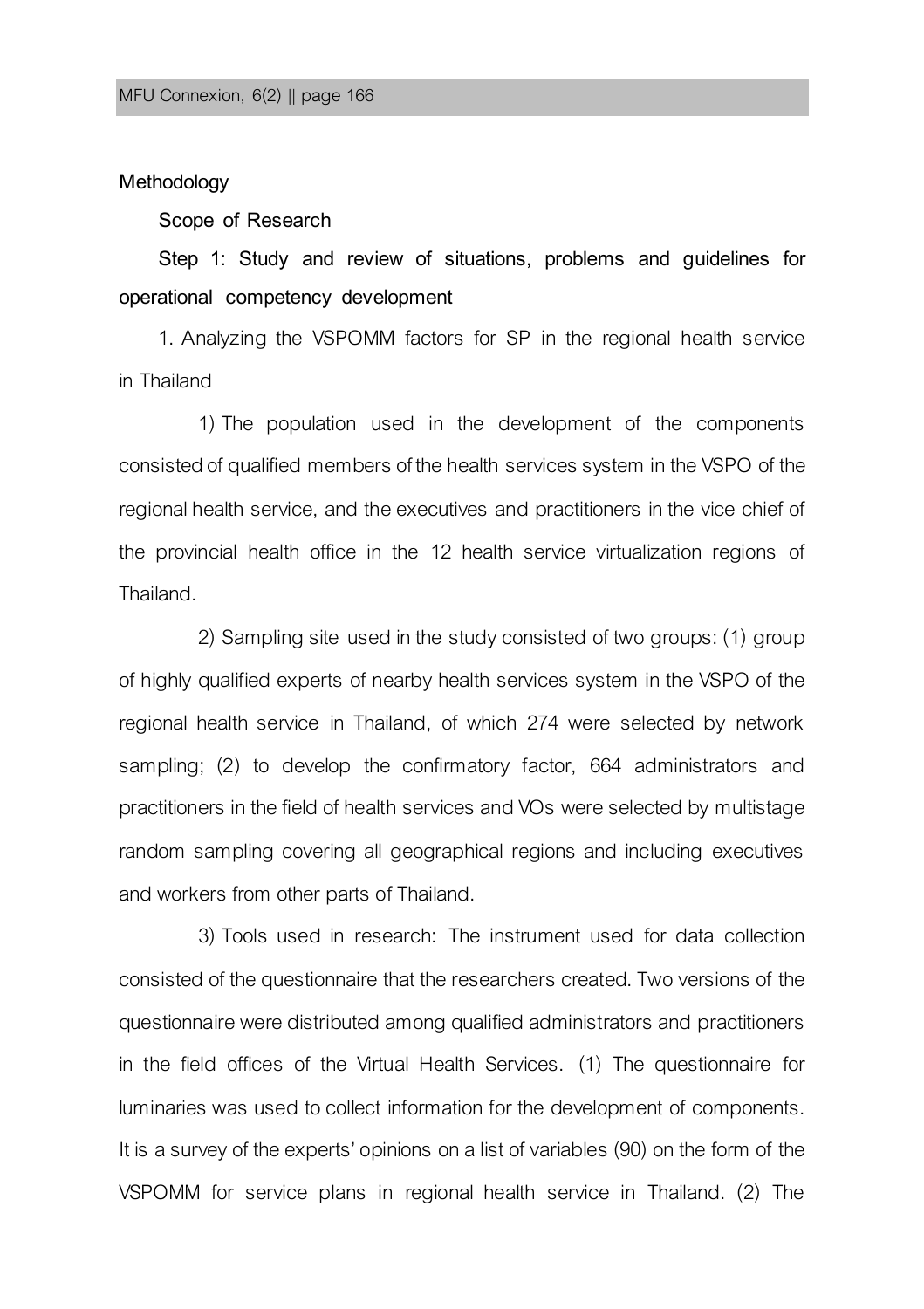## Methodology

### Scope of Research

### Step 1: Study and review of situations, problems and guidelines for operational competency development

1. Analyzing the VSPOMM factors for SP in the regional health service in Thailand

1) The population used in the development of the components consisted of qualified members of the health services system in the VSPO of the regional health service, and the executives and practitioners in the vice chief of the provincial health office in the 12 health service virtualization regions of Thailand.

2) Sampling site used in the study consisted of two groups: (1) group of highly qualified experts of nearby health services system in the VSPO of the regional health service in Thailand, of which 274 were selected by network sampling; (2) to develop the confirmatory factor, 664 administrators and practitioners in the field of health services and VOs were selected by multistage random sampling covering all geographical regions and including executives and workers from other parts of Thailand.

3) Tools used in research: The instrument used for data collection consisted of the questionnaire that the researchers created. Two versions of the questionnaire were distributed among qualified administrators and practitioners in the field offices of the Virtual Health Services. (1) The questionnaire for luminaries was used to collect information for the development of components. It is a survey of the experts' opinions on a list of variables (90) on the form of the VSPOMM for service plans in regional health service in Thailand. (2) The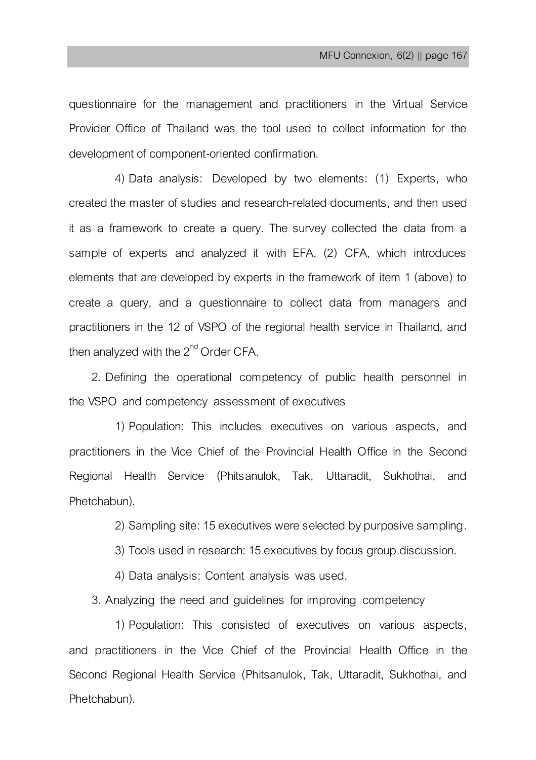questionnaire for the management and practitioners in the Virtual Service Provider Office of Thailand was the tool used to collect information for the development of component-oriented confirmation.

4) Data analysis: Developed by two elements: (1) Experts, who created the master of studies and research-related documents, and then used it as a framework to create a query. The survey collected the data from a sample of experts and analyzed it with EFA. (2) CFA, which introduces elements that are developed by experts in the framework of item 1 (above) to create a query, and a questionnaire to collect data from managers and practitioners in the 12 of VSPO of the regional health service in Thailand, and then analyzed with the 2$^{nd}$ Order CFA.

2. Defining the operational competency of public health personnel in the VSPO and competency assessment of executives

1) Population: This includes executives on various aspects, and practitioners in the Vice Chief of the Provincial Health Office in the Second Regional Health Service (Phitsanulok, Tak, Uttaradit, Sukhothai, and Phetchabun).

2) Sampling site: 15 executives were selected by purposive sampling.

3) Tools used in research: 15 executives by focus group discussion.

4) Data analysis: Content analysis was used.

3. Analyzing the need and guidelines for improving competency

1) Population: This consisted of executives on various aspects, and practitioners in the Vice Chief of the Provincial Health Office in the Second Regional Health Service (Phitsanulok, Tak, Uttaradit, Sukhothai, and Phetchabun).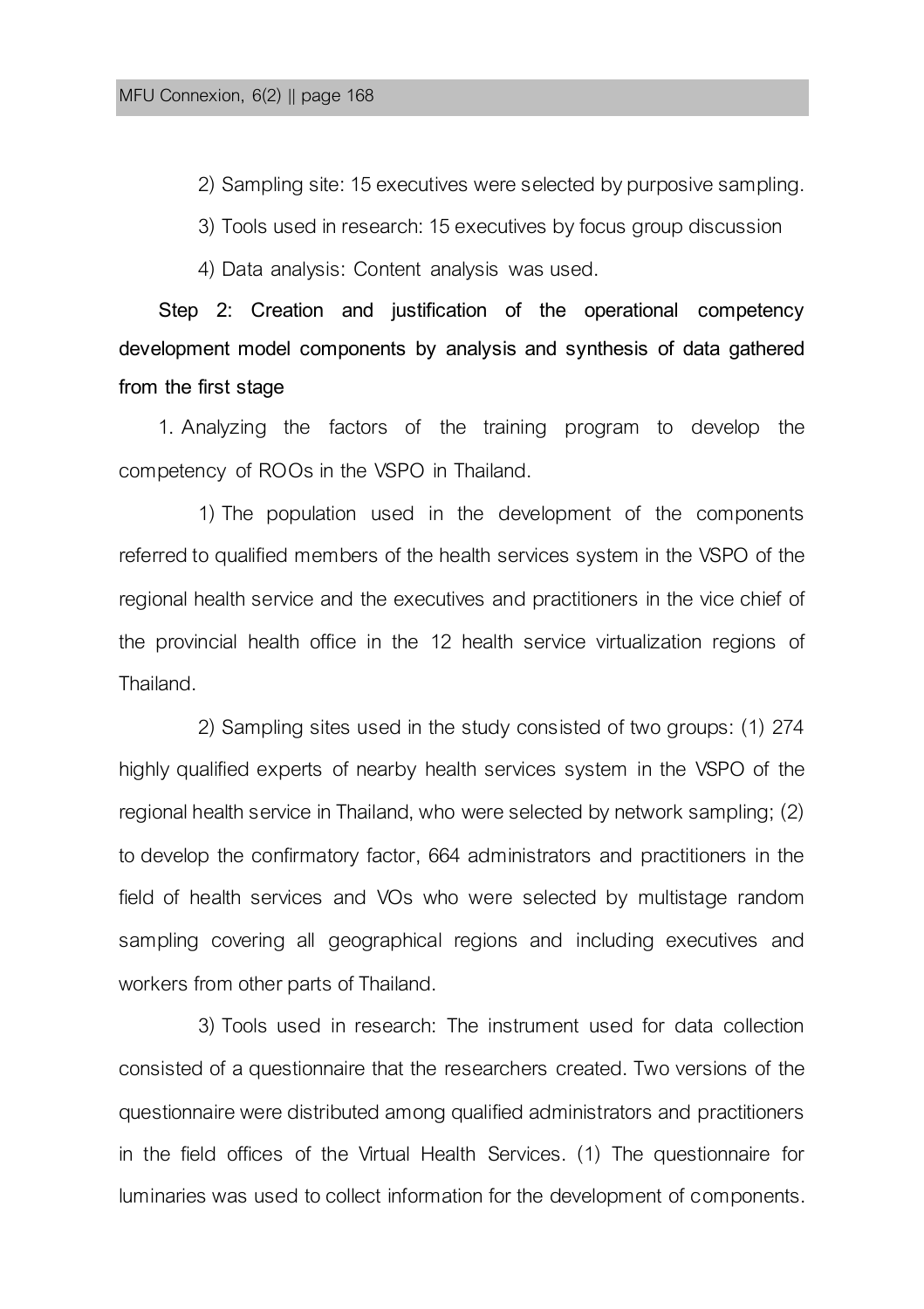2) Sampling site: 15 executives were selected by purposive sampling.

3) Tools used in research: 15 executives by focus group discussion

4) Data analysis: Content analysis was used.

**Step 2: Creation and justification of the operational competency development model components by analysis and synthesis of data gathered from the first stage**

1. Analyzing the factors of the training program to develop the competency of ROOs in the VSPO in Thailand.

1) The population used in the development of the components referred to qualified members of the health services system in the VSPO of the regional health service and the executives and practitioners in the vice chief of the provincial health office in the 12 health service virtualization regions of Thailand.

2) Sampling sites used in the study consisted of two groups: (1) 274 highly qualified experts of nearby health services system in the VSPO of the regional health service in Thailand, who were selected by network sampling; (2) to develop the confirmatory factor, 664 administrators and practitioners in the field of health services and VOs who were selected by multistage random sampling covering all geographical regions and including executives and workers from other parts of Thailand.

3) Tools used in research: The instrument used for data collection consisted of a questionnaire that the researchers created. Two versions of the questionnaire were distributed among qualified administrators and practitioners in the field offices of the Virtual Health Services. (1) The questionnaire for luminaries was used to collect information for the development of components.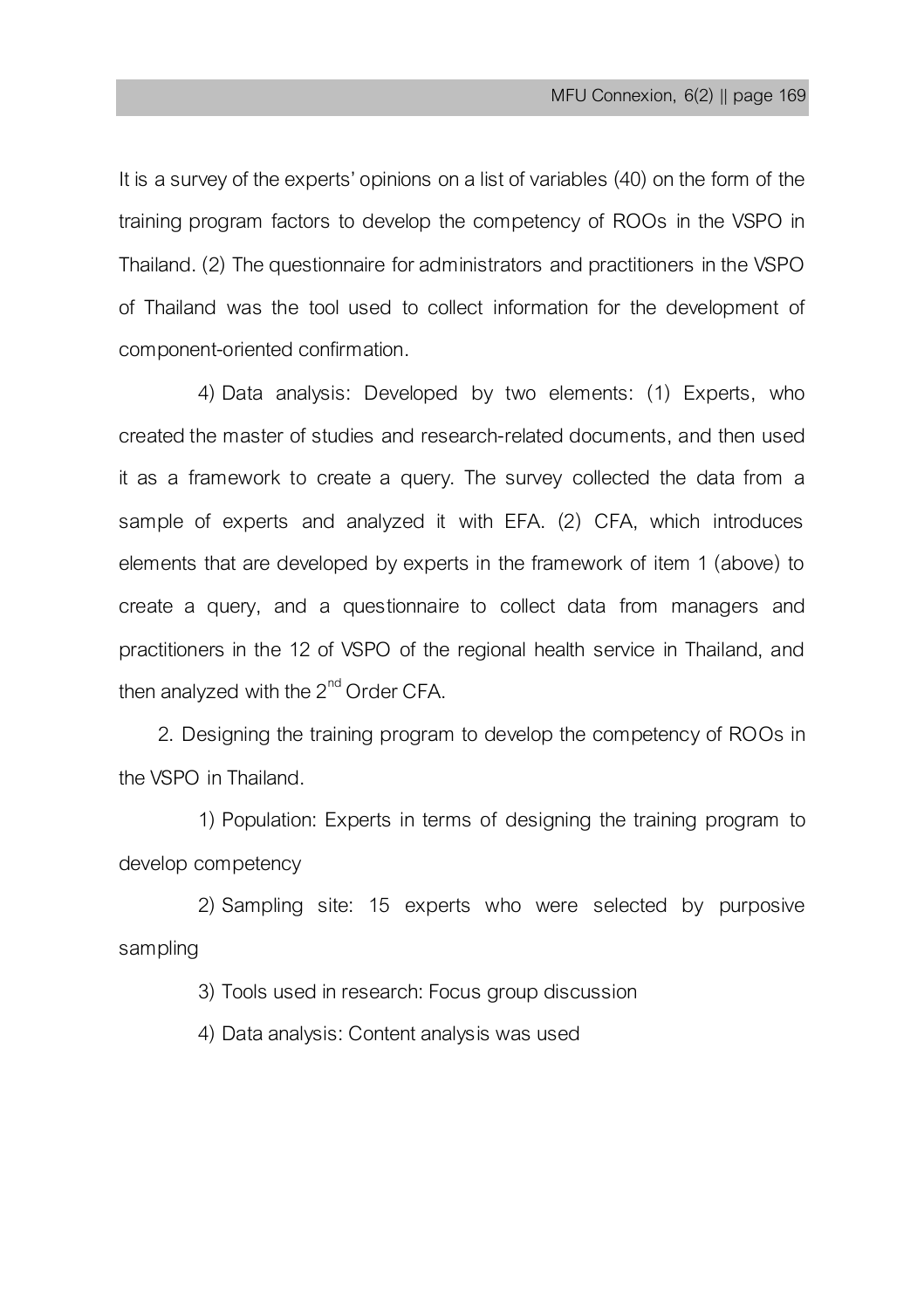It is a survey of the experts' opinions on a list of variables (40) on the form of the training program factors to develop the competency of ROOs in the VSPO in Thailand. (2) The questionnaire for administrators and practitioners in the VSPO of Thailand was the tool used to collect information for the development of component-oriented confirmation.

4) Data analysis: Developed by two elements: (1) Experts, who created the master of studies and research-related documents, and then used it as a framework to create a query. The survey collected the data from a sample of experts and analyzed it with EFA. (2) CFA, which introduces elements that are developed by experts in the framework of item 1 (above) to create a query, and a questionnaire to collect data from managers and practitioners in the 12 of VSPO of the regional health service in Thailand, and then analyzed with the 2nd Order CFA.

2. Designing the training program to develop the competency of ROOs in the VSPO in Thailand.

1) Population: Experts in terms of designing the training program to develop competency

2) Sampling site: 15 experts who were selected by purposive sampling

3) Tools used in research: Focus group discussion

4) Data analysis: Content analysis was used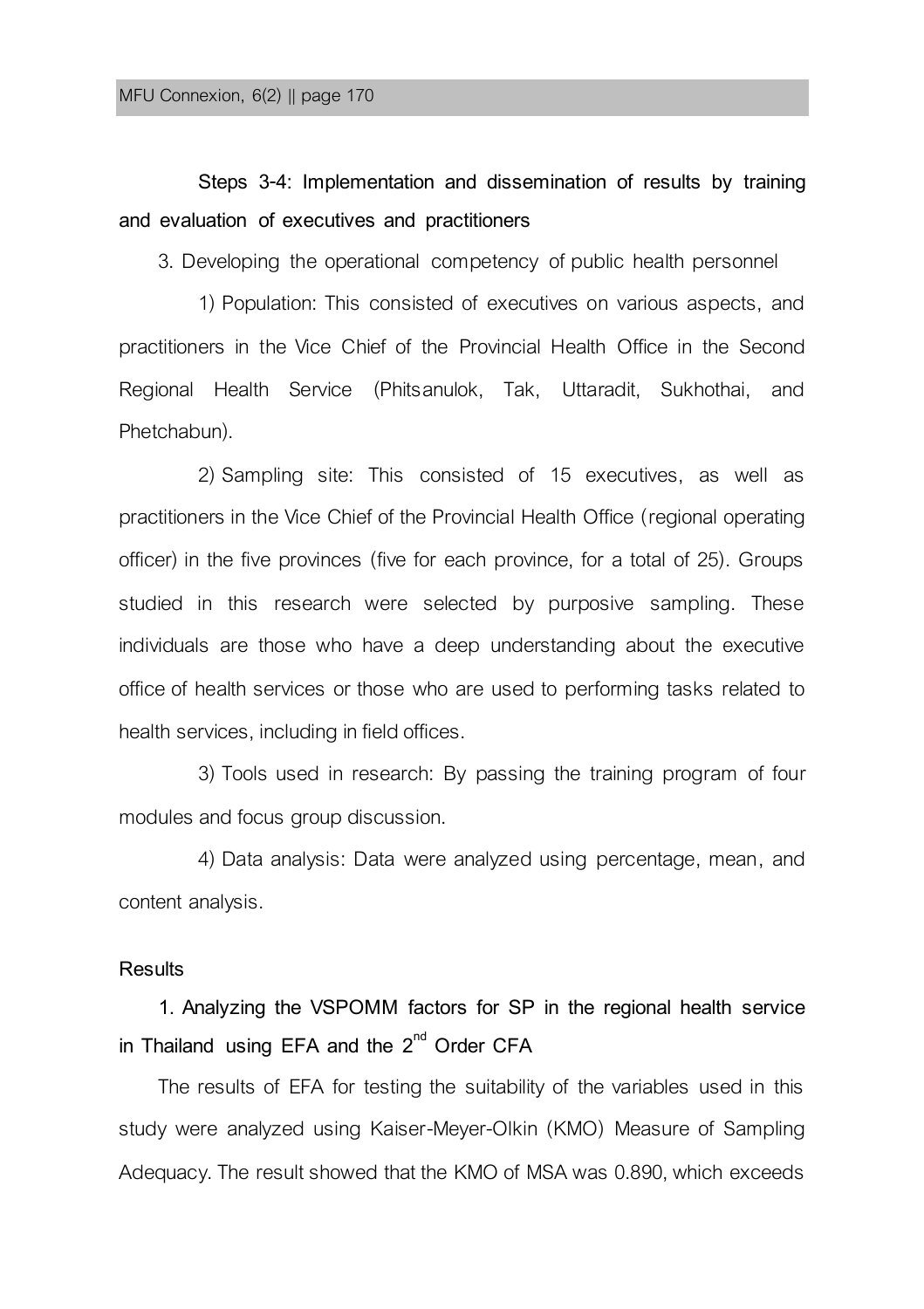**Steps 3-4: Implementation and dissemination of results by training and evaluation of executives and practitioners**

3. Developing the operational competency of public health personnel

1) Population: This consisted of executives on various aspects, and practitioners in the Vice Chief of the Provincial Health Office in the Second Regional Health Service (Phitsanulok, Tak, Uttaradit, Sukhothai, and Phetchabun).

2) Sampling site: This consisted of 15 executives, as well as practitioners in the Vice Chief of the Provincial Health Office (regional operating officer) in the five provinces (five for each province, for a total of 25). Groups studied in this research were selected by purposive sampling. These individuals are those who have a deep understanding about the executive office of health services or those who are used to performing tasks related to health services, including in field offices.

3) Tools used in research: By passing the training program of four modules and focus group discussion.

4) Data analysis: Data were analyzed using percentage, mean, and content analysis.

## Results

**1. Analyzing the VSPOMM factors for SP in the regional health service in Thailand using EFA and the 2$^{nd}$ Order CFA**

The results of EFA for testing the suitability of the variables used in this study were analyzed using Kaiser-Meyer-Olkin (KMO) Measure of Sampling Adequacy. The result showed that the KMO of MSA was 0.890, which exceeds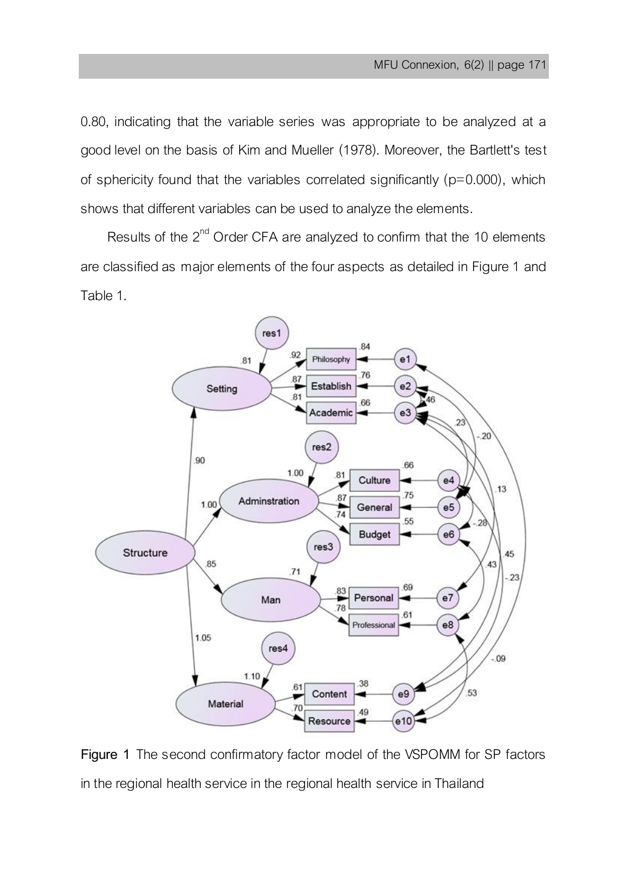0.80, indicating that the variable series was appropriate to be analyzed at a good level on the basis of Kim and Mueller (1978). Moreover, the Bartlett's test of sphericity found that the variables correlated significantly (p=0.000), which shows that different variables can be used to analyze the elements.

Results of the 2nd Order CFA are analyzed to confirm that the 10 elements are classified as major elements of the four aspects as detailed in Figure 1 and Table 1.

**Figure 1** The second confirmatory factor model of the VSPOMM for SP factors in the regional health service in the regional health service in Thailand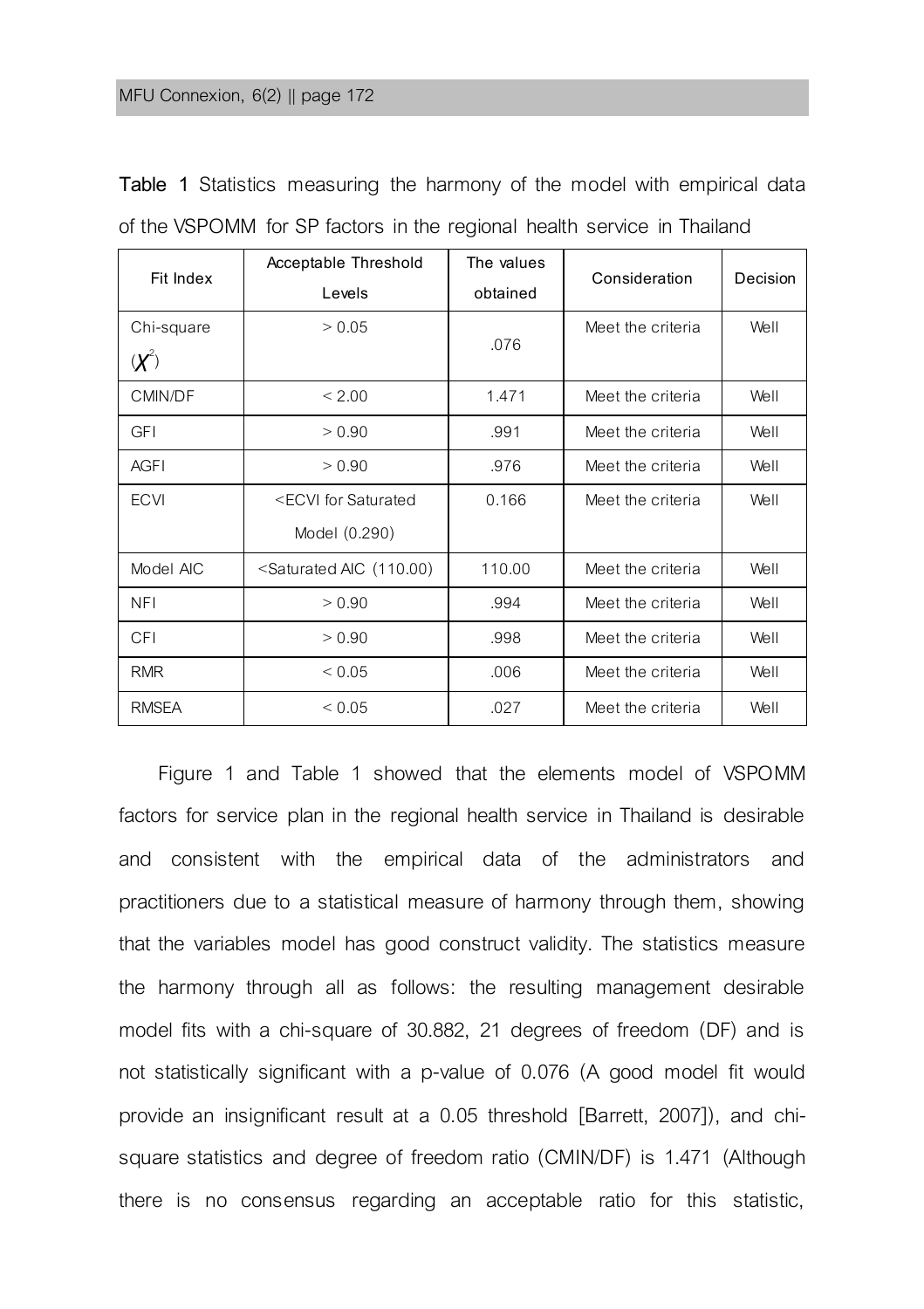**Table 1** Statistics measuring the harmony of the model with empirical data of the VSPOMM for SP factors in the regional health service in Thailand

| Fit Index | Acceptable Threshold Levels | The values obtained | Consideration | Decision |
|---|---|---|---|---|
| Chi-square ($\chi^2$) | > 0.05 | .076 | Meet the criteria | Well |
| CMIN/DF | < 2.00 | 1.471 | Meet the criteria | Well |
| GFI | > 0.90 | .991 | Meet the criteria | Well |
| AGFI | > 0.90 | .976 | Meet the criteria | Well |
| ECVI | <ECVI for Saturated Model (0.290) | 0.166 | Meet the criteria | Well |
| Model AIC | <Saturated AIC (110.00) | 110.00 | Meet the criteria | Well |
| NFI | > 0.90 | .994 | Meet the criteria | Well |
| CFI | > 0.90 | .998 | Meet the criteria | Well |
| RMR | < 0.05 | .006 | Meet the criteria | Well |
| RMSEA | < 0.05 | .027 | Meet the criteria | Well |

Figure 1 and Table 1 showed that the elements model of VSPOMM factors for service plan in the regional health service in Thailand is desirable and consistent with the empirical data of the administrators and practitioners due to a statistical measure of harmony through them, showing that the variables model has good construct validity. The statistics measure the harmony through all as follows: the resulting management desirable model fits with a chi-square of 30.882, 21 degrees of freedom (DF) and is not statistically significant with a p-value of 0.076 (A good model fit would provide an insignificant result at a 0.05 threshold [Barrett, 2007]), and chi-square statistics and degree of freedom ratio (CMIN/DF) is 1.471 (Although there is no consensus regarding an acceptable ratio for this statistic,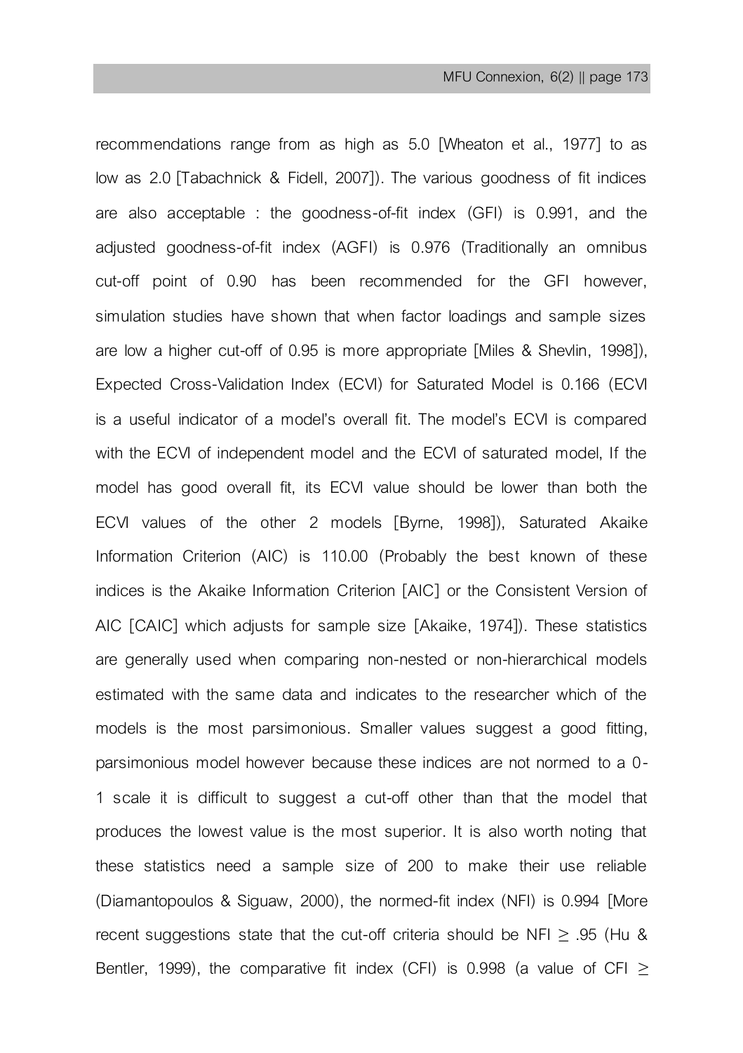recommendations range from as high as 5.0 [Wheaton et al., 1977] to as low as 2.0 [Tabachnick & Fidell, 2007]). The various goodness of fit indices are also acceptable : the goodness-of-fit index (GFI) is 0.991, and the adjusted goodness-of-fit index (AGFI) is 0.976 (Traditionally an omnibus cut-off point of 0.90 has been recommended for the GFI however, simulation studies have shown that when factor loadings and sample sizes are low a higher cut-off of 0.95 is more appropriate [Miles & Shevlin, 1998]), Expected Cross-Validation Index (ECVI) for Saturated Model is 0.166 (ECVI is a useful indicator of a model's overall fit. The model's ECVI is compared with the ECVI of independent model and the ECVI of saturated model, If the model has good overall fit, its ECVI value should be lower than both the ECVI values of the other 2 models [Byrne, 1998]), Saturated Akaike Information Criterion (AIC) is 110.00 (Probably the best known of these indices is the Akaike Information Criterion [AIC] or the Consistent Version of AIC [CAIC] which adjusts for sample size [Akaike, 1974]). These statistics are generally used when comparing non-nested or non-hierarchical models estimated with the same data and indicates to the researcher which of the models is the most parsimonious. Smaller values suggest a good fitting, parsimonious model however because these indices are not normed to a 0-1 scale it is difficult to suggest a cut-off other than that the model that produces the lowest value is the most superior. It is also worth noting that these statistics need a sample size of 200 to make their use reliable (Diamantopoulos & Siguaw, 2000), the normed-fit index (NFI) is 0.994 [More recent suggestions state that the cut-off criteria should be NFI $\geq$ .95 (Hu & Bentler, 1999), the comparative fit index (CFI) is 0.998 (a value of CFI $\geq$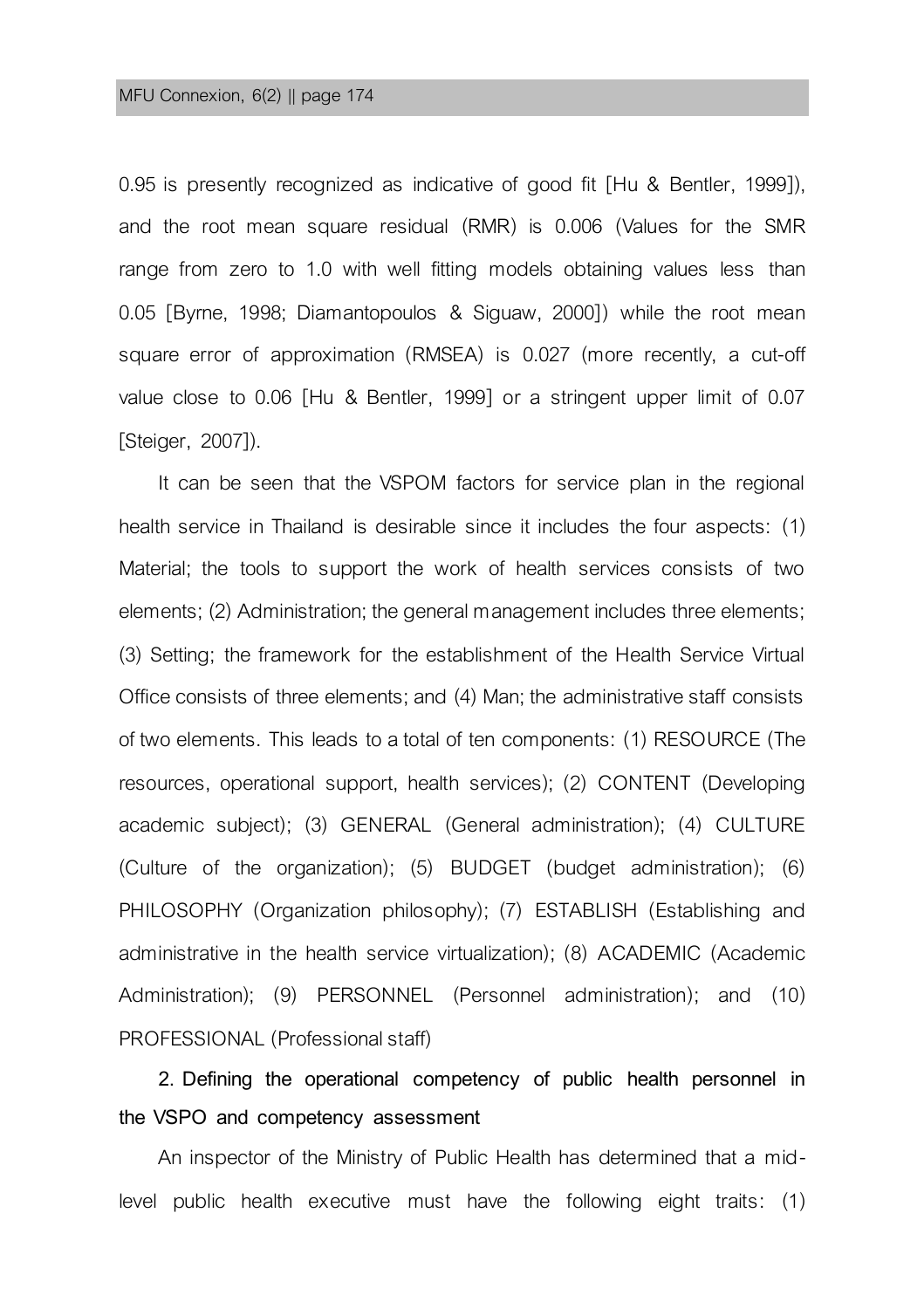0.95 is presently recognized as indicative of good fit [Hu & Bentler, 1999]), and the root mean square residual (RMR) is 0.006 (Values for the SMR range from zero to 1.0 with well fitting models obtaining values less than 0.05 [Byrne, 1998; Diamantopoulos & Siguaw, 2000]) while the root mean square error of approximation (RMSEA) is 0.027 (more recently, a cut-off value close to 0.06 [Hu & Bentler, 1999] or a stringent upper limit of 0.07 [Steiger, 2007]).

It can be seen that the VSPOM factors for service plan in the regional health service in Thailand is desirable since it includes the four aspects: (1) Material; the tools to support the work of health services consists of two elements; (2) Administration; the general management includes three elements; (3) Setting; the framework for the establishment of the Health Service Virtual Office consists of three elements; and (4) Man; the administrative staff consists of two elements. This leads to a total of ten components: (1) RESOURCE (The resources, operational support, health services); (2) CONTENT (Developing academic subject); (3) GENERAL (General administration); (4) CULTURE (Culture of the organization); (5) BUDGET (budget administration); (6) PHILOSOPHY (Organization philosophy); (7) ESTABLISH (Establishing and administrative in the health service virtualization); (8) ACADEMIC (Academic Administration); (9) PERSONNEL (Personnel administration); and (10) PROFESSIONAL (Professional staff)

**2. Defining the operational competency of public health personnel in the VSPO and competency assessment**

An inspector of the Ministry of Public Health has determined that a mid-level public health executive must have the following eight traits: (1)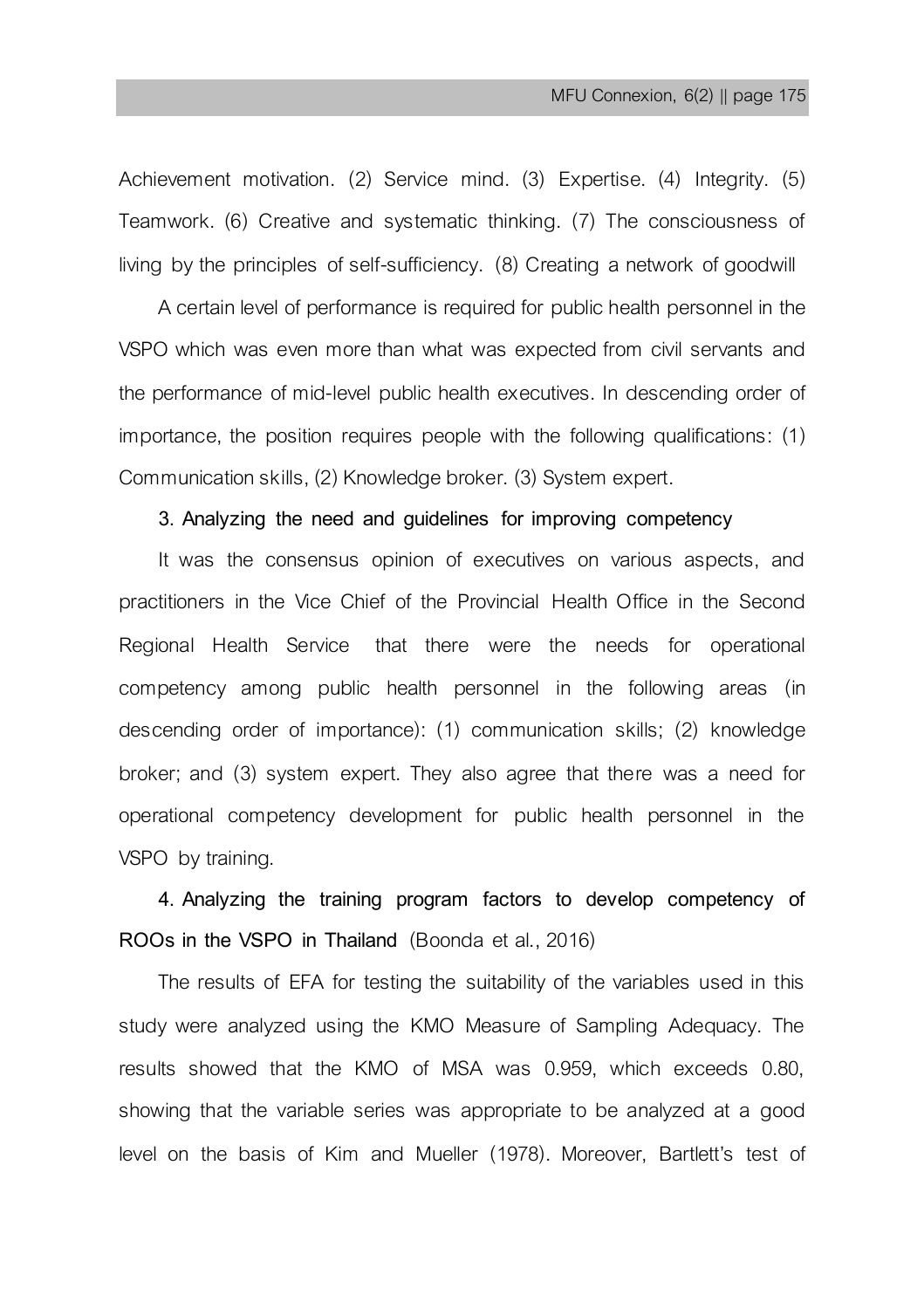Achievement motivation. (2) Service mind. (3) Expertise. (4) Integrity. (5) Teamwork. (6) Creative and systematic thinking. (7) The consciousness of living by the principles of self-sufficiency. (8) Creating a network of goodwill

A certain level of performance is required for public health personnel in the VSPO which was even more than what was expected from civil servants and the performance of mid-level public health executives. In descending order of importance, the position requires people with the following qualifications: (1) Communication skills, (2) Knowledge broker. (3) System expert.

**3. Analyzing the need and guidelines for improving competency**

It was the consensus opinion of executives on various aspects, and practitioners in the Vice Chief of the Provincial Health Office in the Second Regional Health Service that there were the needs for operational competency among public health personnel in the following areas (in descending order of importance): (1) communication skills; (2) knowledge broker; and (3) system expert. They also agree that there was a need for operational competency development for public health personnel in the VSPO by training.

**4. Analyzing the training program factors to develop competency of ROOs in the VSPO in Thailand** (Boonda et al., 2016)

The results of EFA for testing the suitability of the variables used in this study were analyzed using the KMO Measure of Sampling Adequacy. The results showed that the KMO of MSA was 0.959, which exceeds 0.80, showing that the variable series was appropriate to be analyzed at a good level on the basis of Kim and Mueller (1978). Moreover, Bartlett's test of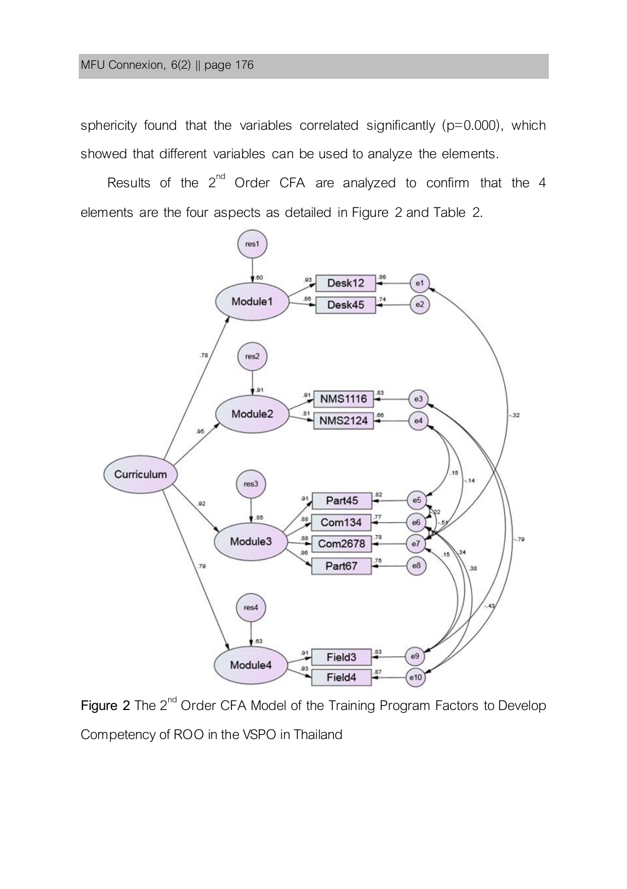sphericity found that the variables correlated significantly (p=0.000), which showed that different variables can be used to analyze the elements.

Results of the 2[nd] Order CFA are analyzed to confirm that the 4 elements are the four aspects as detailed in Figure 2 and Table 2.

**Figure 2** The 2[nd] Order CFA Model of the Training Program Factors to Develop Competency of ROO in the VSPO in Thailand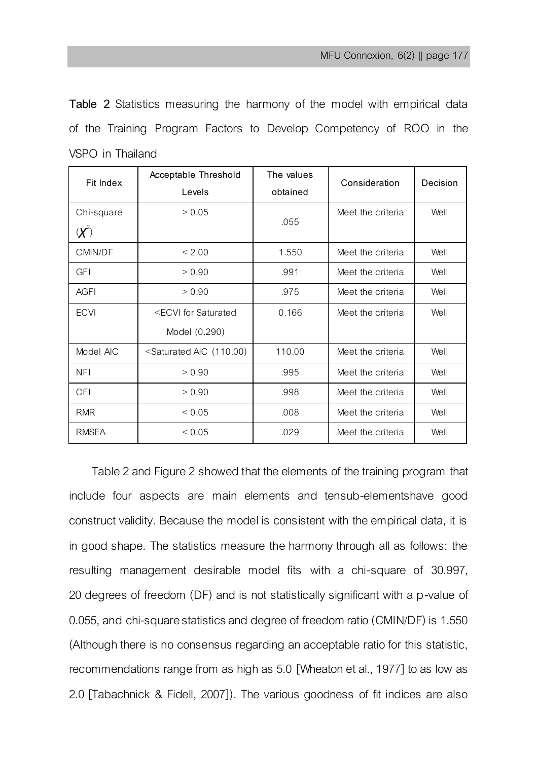**Table 2** Statistics measuring the harmony of the model with empirical data of the Training Program Factors to Develop Competency of ROO in the VSPO in Thailand

| Fit Index | Acceptable Threshold Levels | The values obtained | Consideration | Decision |
|---|---|---|---|---|
| Chi-square ($\chi^2$) | > 0.05 | .055 | Meet the criteria | Well |
| CMIN/DF | < 2.00 | 1.550 | Meet the criteria | Well |
| GFI | > 0.90 | .991 | Meet the criteria | Well |
| AGFI | > 0.90 | .975 | Meet the criteria | Well |
| ECVI | <ECVI for Saturated Model (0.290) | 0.166 | Meet the criteria | Well |
| Model AIC | <Saturated AIC (110.00) | 110.00 | Meet the criteria | Well |
| NFI | > 0.90 | .995 | Meet the criteria | Well |
| CFI | > 0.90 | .998 | Meet the criteria | Well |
| RMR | < 0.05 | .008 | Meet the criteria | Well |
| RMSEA | < 0.05 | .029 | Meet the criteria | Well |

Table 2 and Figure 2 showed that the elements of the training program that include four aspects are main elements and tensub-elementshave good construct validity. Because the model is consistent with the empirical data, it is in good shape. The statistics measure the harmony through all as follows: the resulting management desirable model fits with a chi-square of 30.997, 20 degrees of freedom (DF) and is not statistically significant with a p-value of 0.055, and chi-square statistics and degree of freedom ratio (CMIN/DF) is 1.550 (Although there is no consensus regarding an acceptable ratio for this statistic, recommendations range from as high as 5.0 [Wheaton et al., 1977] to as low as 2.0 [Tabachnick & Fidell, 2007]). The various goodness of fit indices are also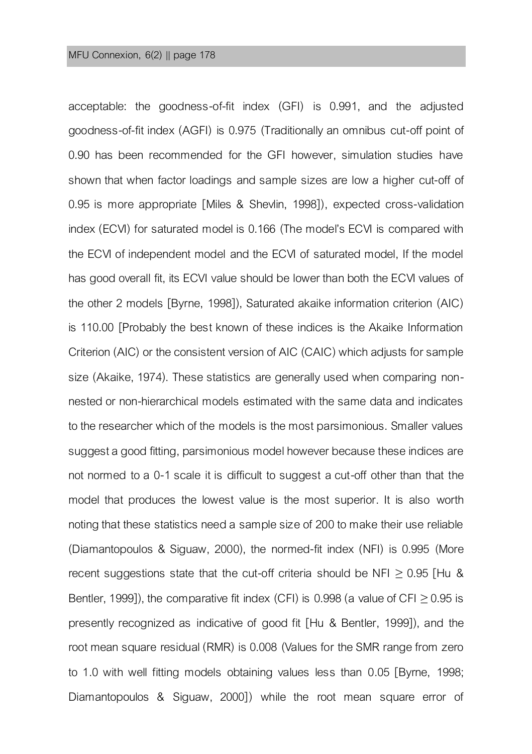acceptable: the goodness-of-fit index (GFI) is 0.991, and the adjusted goodness-of-fit index (AGFI) is 0.975 (Traditionally an omnibus cut-off point of 0.90 has been recommended for the GFI however, simulation studies have shown that when factor loadings and sample sizes are low a higher cut-off of 0.95 is more appropriate [Miles & Shevlin, 1998]), expected cross-validation index (ECVI) for saturated model is 0.166 (The model's ECVI is compared with the ECVI of independent model and the ECVI of saturated model, If the model has good overall fit, its ECVI value should be lower than both the ECVI values of the other 2 models [Byrne, 1998]), Saturated akaike information criterion (AIC) is 110.00 [Probably the best known of these indices is the Akaike Information Criterion (AIC) or the consistent version of AIC (CAIC) which adjusts for sample size (Akaike, 1974). These statistics are generally used when comparing non-nested or non-hierarchical models estimated with the same data and indicates to the researcher which of the models is the most parsimonious. Smaller values suggest a good fitting, parsimonious model however because these indices are not normed to a 0-1 scale it is difficult to suggest a cut-off other than that the model that produces the lowest value is the most superior. It is also worth noting that these statistics need a sample size of 200 to make their use reliable (Diamantopoulos & Siguaw, 2000), the normed-fit index (NFI) is 0.995 (More recent suggestions state that the cut-off criteria should be NFI $\geq$ 0.95 [Hu & Bentler, 1999]), the comparative fit index (CFI) is 0.998 (a value of CFI $\geq$ 0.95 is presently recognized as indicative of good fit [Hu & Bentler, 1999]), and the root mean square residual (RMR) is 0.008 (Values for the SMR range from zero to 1.0 with well fitting models obtaining values less than 0.05 [Byrne, 1998; Diamantopoulos & Siguaw, 2000]) while the root mean square error of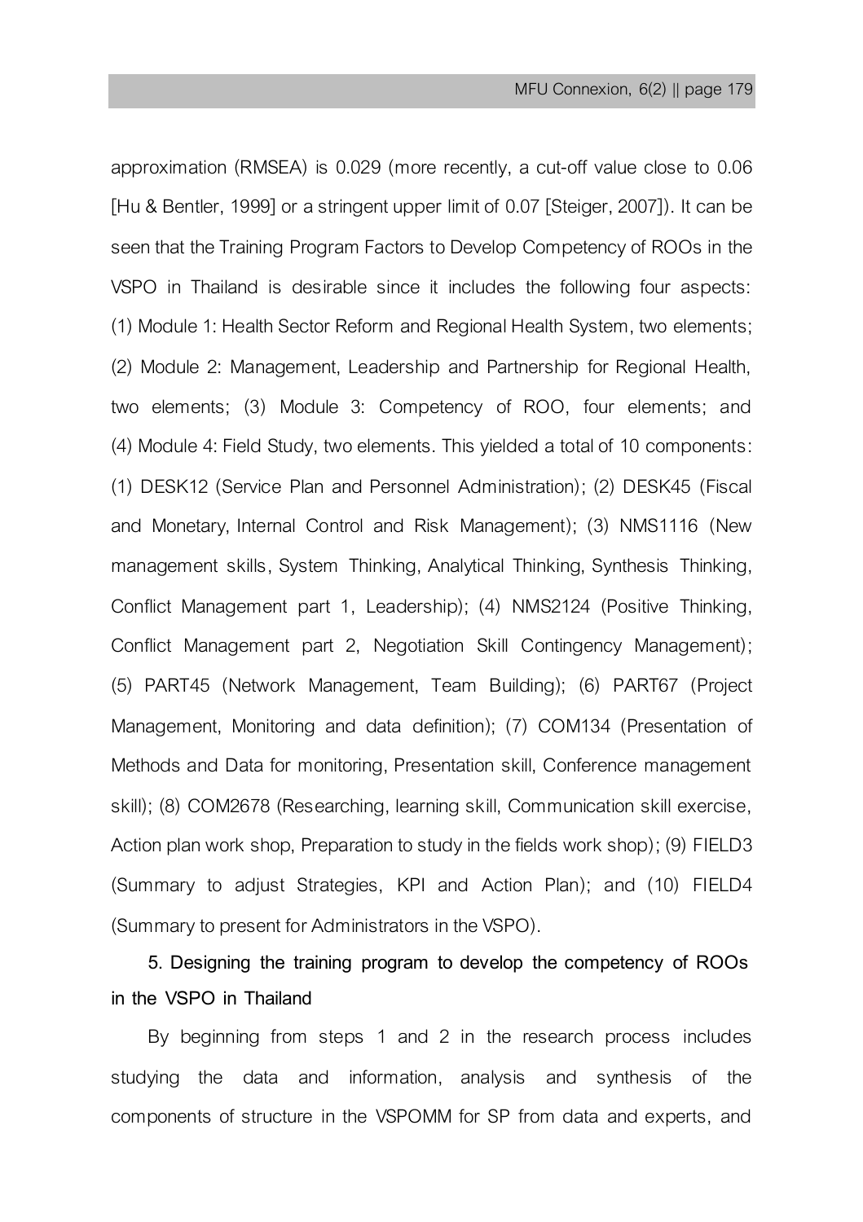approximation (RMSEA) is 0.029 (more recently, a cut-off value close to 0.06 [Hu & Bentler, 1999] or a stringent upper limit of 0.07 [Steiger, 2007]). It can be seen that the Training Program Factors to Develop Competency of ROOs in the VSPO in Thailand is desirable since it includes the following four aspects: (1) Module 1: Health Sector Reform and Regional Health System, two elements; (2) Module 2: Management, Leadership and Partnership for Regional Health, two elements; (3) Module 3: Competency of ROO, four elements; and (4) Module 4: Field Study, two elements. This yielded a total of 10 components: (1) DESK12 (Service Plan and Personnel Administration); (2) DESK45 (Fiscal and Monetary, Internal Control and Risk Management); (3) NMS1116 (New management skills, System Thinking, Analytical Thinking, Synthesis Thinking, Conflict Management part 1, Leadership); (4) NMS2124 (Positive Thinking, Conflict Management part 2, Negotiation Skill Contingency Management); (5) PART45 (Network Management, Team Building); (6) PART67 (Project Management, Monitoring and data definition); (7) COM134 (Presentation of Methods and Data for monitoring, Presentation skill, Conference management skill); (8) COM2678 (Researching, learning skill, Communication skill exercise, Action plan work shop, Preparation to study in the fields work shop); (9) FIELD3 (Summary to adjust Strategies, KPI and Action Plan); and (10) FIELD4 (Summary to present for Administrators in the VSPO).

**5. Designing the training program to develop the competency of ROOs in the VSPO in Thailand**

By beginning from steps 1 and 2 in the research process includes studying the data and information, analysis and synthesis of the components of structure in the VSPOMM for SP from data and experts, and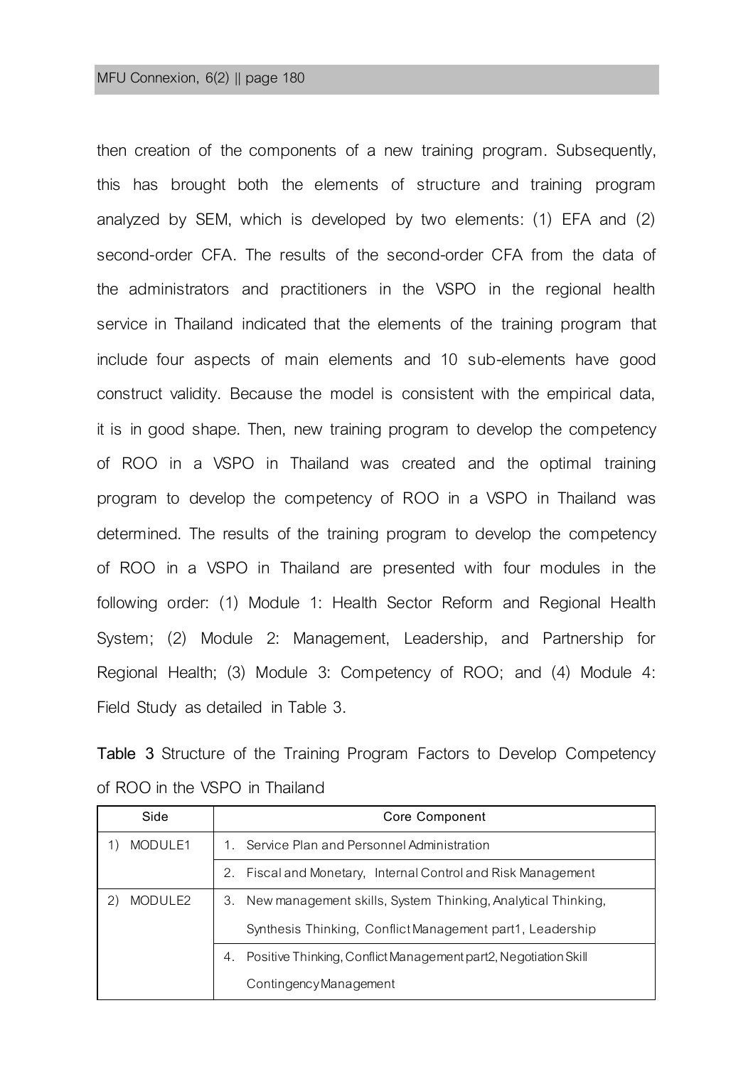then creation of the components of a new training program. Subsequently, this has brought both the elements of structure and training program analyzed by SEM, which is developed by two elements: (1) EFA and (2) second-order CFA. The results of the second-order CFA from the data of the administrators and practitioners in the VSPO in the regional health service in Thailand indicated that the elements of the training program that include four aspects of main elements and 10 sub-elements have good construct validity. Because the model is consistent with the empirical data, it is in good shape. Then, new training program to develop the competency of ROO in a VSPO in Thailand was created and the optimal training program to develop the competency of ROO in a VSPO in Thailand was determined. The results of the training program to develop the competency of ROO in a VSPO in Thailand are presented with four modules in the following order: (1) Module 1: Health Sector Reform and Regional Health System; (2) Module 2: Management, Leadership, and Partnership for Regional Health; (3) Module 3: Competency of ROO; and (4) Module 4: Field Study as detailed in Table 3.

**Table 3** Structure of the Training Program Factors to Develop Competency of ROO in the VSPO in Thailand

| Side | Core Component |
|---|---|
| 1) MODULE1 | 1. Service Plan and Personnel Administration |
| | 2. Fiscal and Monetary, Internal Control and Risk Management |
| 2) MODULE2 | 3. New management skills, System Thinking, Analytical Thinking, Synthesis Thinking, Conflict Management part1, Leadership |
| | 4. Positive Thinking, Conflict Management part2, Negotiation Skill Contingency Management |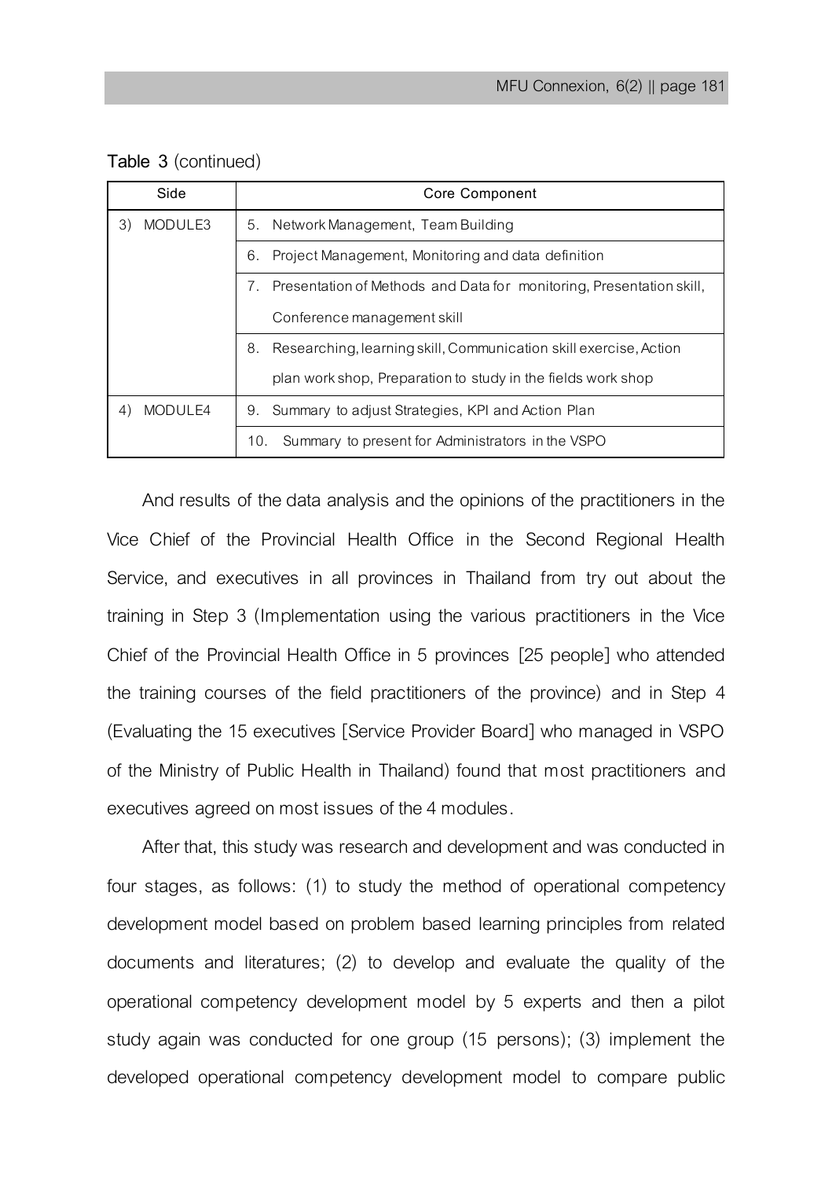Table 3 (continued)

| Side | Core Component |
|---|---|
| 3) MODULE3 | 5. Network Management, Team Building |
| | 6. Project Management, Monitoring and data definition |
| | 7. Presentation of Methods and Data for monitoring, Presentation skill, Conference management skill |
| | 8. Researching, learning skill, Communication skill exercise, Action plan work shop, Preparation to study in the fields work shop |
| 4) MODULE4 | 9. Summary to adjust Strategies, KPI and Action Plan |
| | 10. Summary to present for Administrators in the VSPO |

And results of the data analysis and the opinions of the practitioners in the Vice Chief of the Provincial Health Office in the Second Regional Health Service, and executives in all provinces in Thailand from try out about the training in Step 3 (Implementation using the various practitioners in the Vice Chief of the Provincial Health Office in 5 provinces [25 people] who attended the training courses of the field practitioners of the province) and in Step 4 (Evaluating the 15 executives [Service Provider Board] who managed in VSPO of the Ministry of Public Health in Thailand) found that most practitioners and executives agreed on most issues of the 4 modules.

After that, this study was research and development and was conducted in four stages, as follows: (1) to study the method of operational competency development model based on problem based learning principles from related documents and literatures; (2) to develop and evaluate the quality of the operational competency development model by 5 experts and then a pilot study again was conducted for one group (15 persons); (3) implement the developed operational competency development model to compare public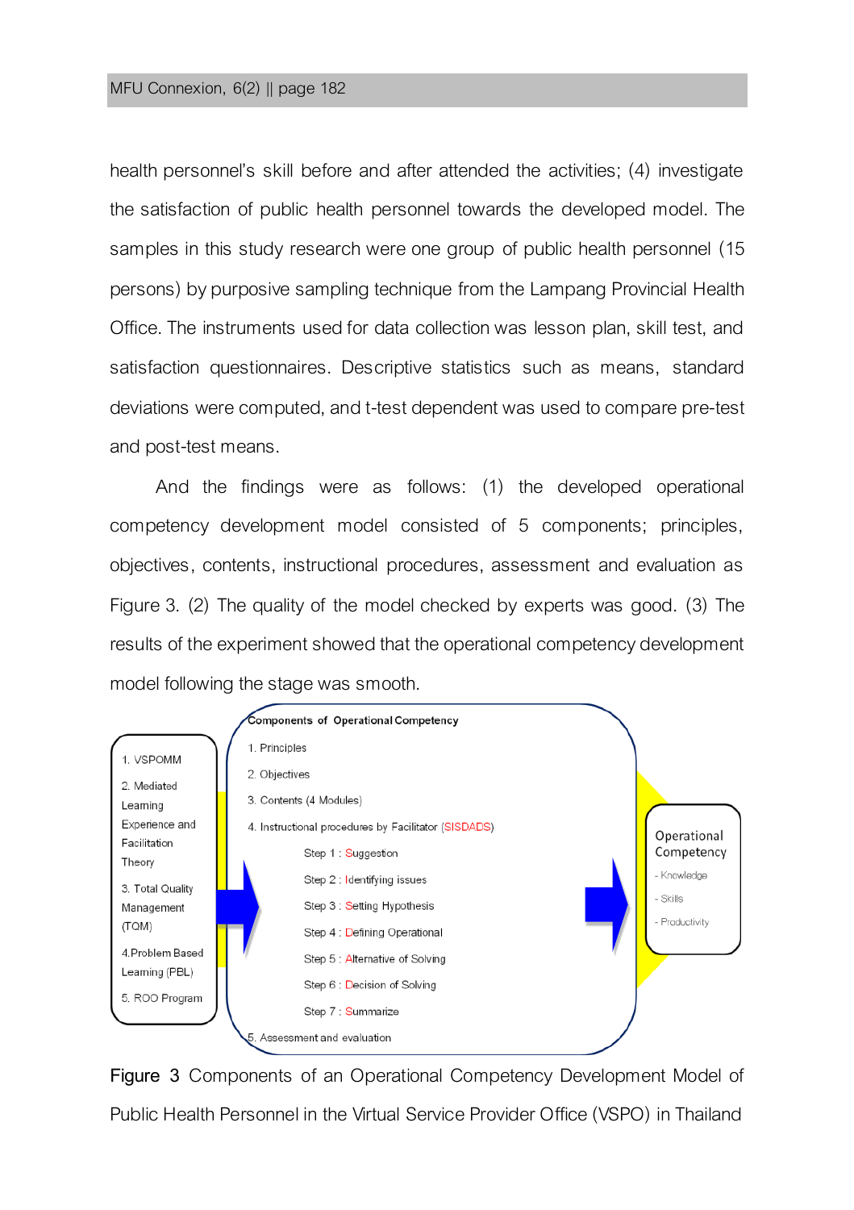health personnel's skill before and after attended the activities; (4) investigate the satisfaction of public health personnel towards the developed model. The samples in this study research were one group of public health personnel (15 persons) by purposive sampling technique from the Lampang Provincial Health Office. The instruments used for data collection was lesson plan, skill test, and satisfaction questionnaires. Descriptive statistics such as means, standard deviations were computed, and t-test dependent was used to compare pre-test and post-test means.

And the findings were as follows: (1) the developed operational competency development model consisted of 5 components; principles, objectives, contents, instructional procedures, assessment and evaluation as Figure 3. (2) The quality of the model checked by experts was good. (3) The results of the experiment showed that the operational competency development model following the stage was smooth.

1. VSPOMM
2. Mediated Learning Experience and Facilitation Theory
3. Total Quality Management (TQM)
4. Problem Based Learning (PBL)
5. ROO Program

Components of Operational Competency

1. Principles
2. Objectives
3. Contents (4 Modules)
4. Instructional procedures by Facilitator (SISDADS)
   - Step 1 : Suggestion
   - Step 2 : Identifying issues
   - Step 3 : Setting Hypothesis
   - Step 4 : Defining Operational
   - Step 5 : Alternative of Solving
   - Step 6 : Decision of Solving
   - Step 7 : Summarize
5. Assessment and evaluation

Operational Competency
- Knowledge
- Skills
- Productivity

Figure 3 Components of an Operational Competency Development Model of Public Health Personnel in the Virtual Service Provider Office (VSPO) in Thailand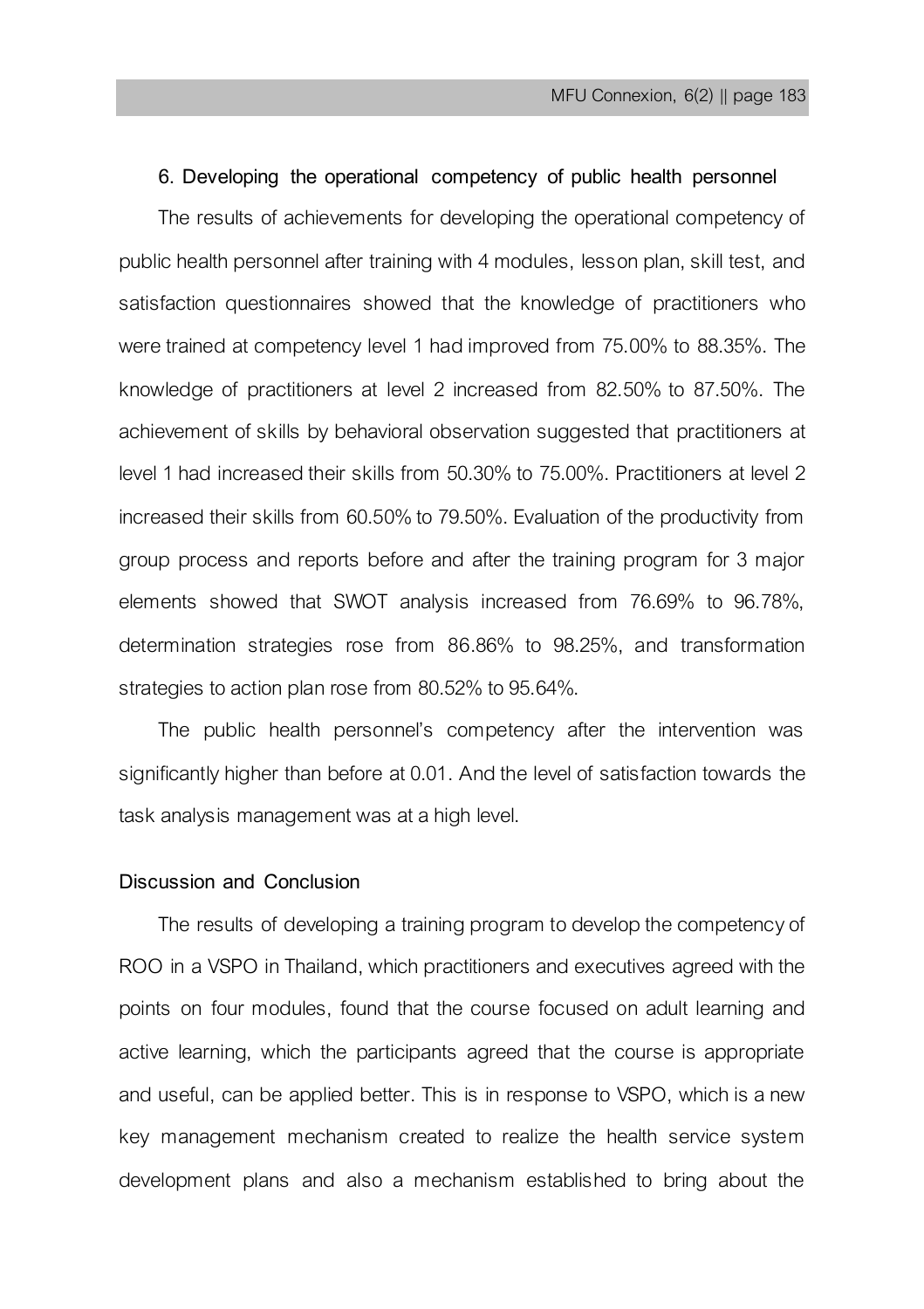#### 6. Developing the operational competency of public health personnel

The results of achievements for developing the operational competency of public health personnel after training with 4 modules, lesson plan, skill test, and satisfaction questionnaires showed that the knowledge of practitioners who were trained at competency level 1 had improved from 75.00% to 88.35%. The knowledge of practitioners at level 2 increased from 82.50% to 87.50%. The achievement of skills by behavioral observation suggested that practitioners at level 1 had increased their skills from 50.30% to 75.00%. Practitioners at level 2 increased their skills from 60.50% to 79.50%. Evaluation of the productivity from group process and reports before and after the training program for 3 major elements showed that SWOT analysis increased from 76.69% to 96.78%, determination strategies rose from 86.86% to 98.25%, and transformation strategies to action plan rose from 80.52% to 95.64%.

The public health personnel's competency after the intervention was significantly higher than before at 0.01. And the level of satisfaction towards the task analysis management was at a high level.

## Discussion and Conclusion

The results of developing a training program to develop the competency of ROO in a VSPO in Thailand, which practitioners and executives agreed with the points on four modules, found that the course focused on adult learning and active learning, which the participants agreed that the course is appropriate and useful, can be applied better. This is in response to VSPO, which is a new key management mechanism created to realize the health service system development plans and also a mechanism established to bring about the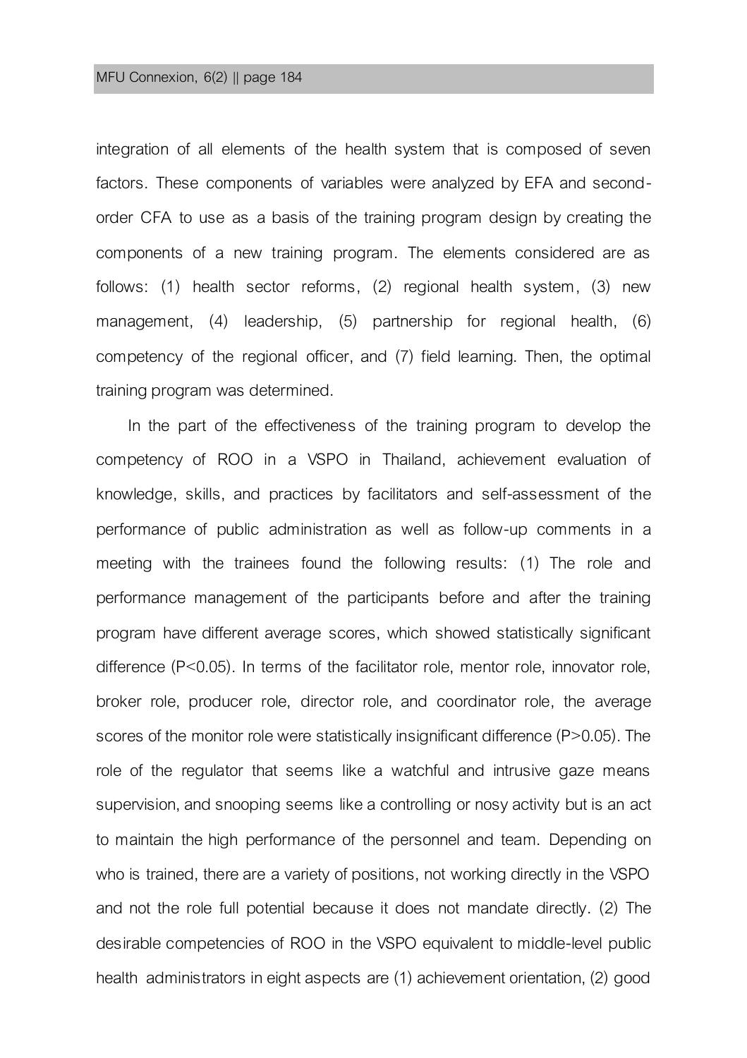integration of all elements of the health system that is composed of seven factors. These components of variables were analyzed by EFA and second-order CFA to use as a basis of the training program design by creating the components of a new training program. The elements considered are as follows: (1) health sector reforms, (2) regional health system, (3) new management, (4) leadership, (5) partnership for regional health, (6) competency of the regional officer, and (7) field learning. Then, the optimal training program was determined.

In the part of the effectiveness of the training program to develop the competency of ROO in a VSPO in Thailand, achievement evaluation of knowledge, skills, and practices by facilitators and self-assessment of the performance of public administration as well as follow-up comments in a meeting with the trainees found the following results: (1) The role and performance management of the participants before and after the training program have different average scores, which showed statistically significant difference ($P<0.05$). In terms of the facilitator role, mentor role, innovator role, broker role, producer role, director role, and coordinator role, the average scores of the monitor role were statistically insignificant difference ($P>0.05$). The role of the regulator that seems like a watchful and intrusive gaze means supervision, and snooping seems like a controlling or nosy activity but is an act to maintain the high performance of the personnel and team. Depending on who is trained, there are a variety of positions, not working directly in the VSPO and not the role full potential because it does not mandate directly. (2) The desirable competencies of ROO in the VSPO equivalent to middle-level public health administrators in eight aspects are (1) achievement orientation, (2) good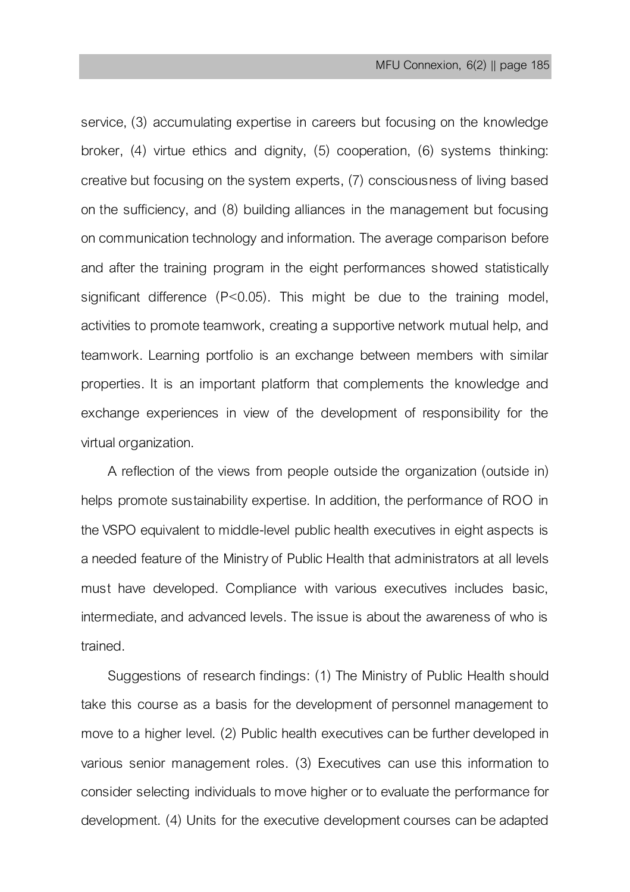service, (3) accumulating expertise in careers but focusing on the knowledge broker, (4) virtue ethics and dignity, (5) cooperation, (6) systems thinking: creative but focusing on the system experts, (7) consciousness of living based on the sufficiency, and (8) building alliances in the management but focusing on communication technology and information. The average comparison before and after the training program in the eight performances showed statistically significant difference ($P<0.05$). This might be due to the training model, activities to promote teamwork, creating a supportive network mutual help, and teamwork. Learning portfolio is an exchange between members with similar properties. It is an important platform that complements the knowledge and exchange experiences in view of the development of responsibility for the virtual organization.

A reflection of the views from people outside the organization (outside in) helps promote sustainability expertise. In addition, the performance of ROO in the VSPO equivalent to middle-level public health executives in eight aspects is a needed feature of the Ministry of Public Health that administrators at all levels must have developed. Compliance with various executives includes basic, intermediate, and advanced levels. The issue is about the awareness of who is trained.

Suggestions of research findings: (1) The Ministry of Public Health should take this course as a basis for the development of personnel management to move to a higher level. (2) Public health executives can be further developed in various senior management roles. (3) Executives can use this information to consider selecting individuals to move higher or to evaluate the performance for development. (4) Units for the executive development courses can be adapted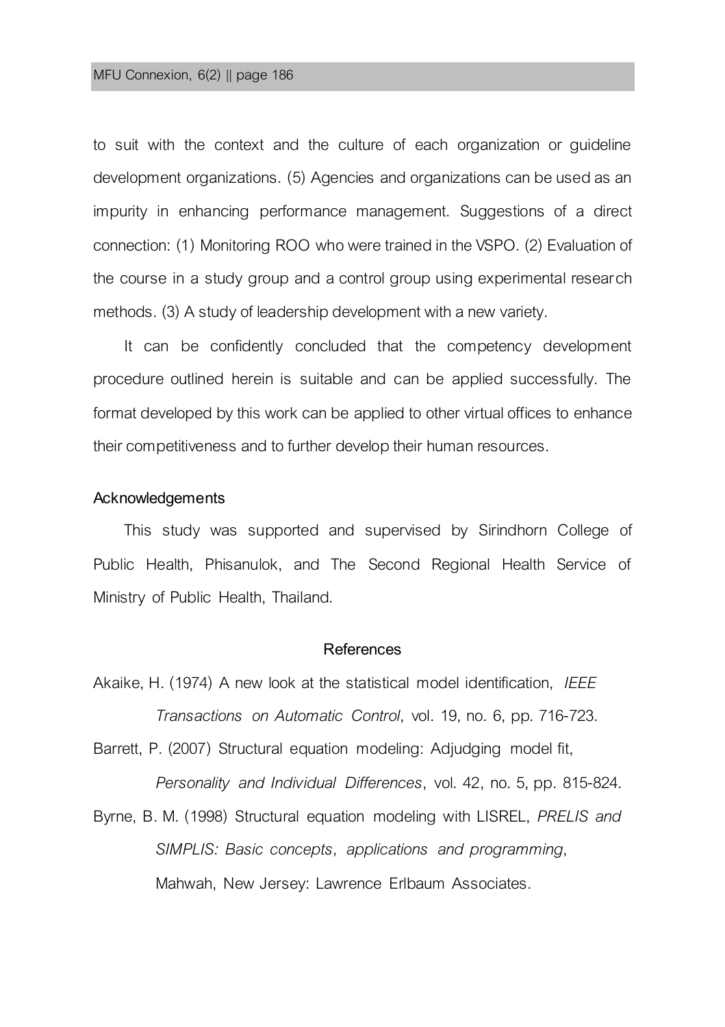to suit with the context and the culture of each organization or guideline development organizations. (5) Agencies and organizations can be used as an impurity in enhancing performance management. Suggestions of a direct connection: (1) Monitoring ROO who were trained in the VSPO. (2) Evaluation of the course in a study group and a control group using experimental research methods. (3) A study of leadership development with a new variety.

It can be confidently concluded that the competency development procedure outlined herein is suitable and can be applied successfully. The format developed by this work can be applied to other virtual offices to enhance their competitiveness and to further develop their human resources.

## Acknowledgements

This study was supported and supervised by Sirindhorn College of Public Health, Phisanulok, and The Second Regional Health Service of Ministry of Public Health, Thailand.

## References

Akaike, H. (1974) A new look at the statistical model identification, *IEEE Transactions on Automatic Control*, vol. 19, no. 6, pp. 716-723.

Barrett, P. (2007) Structural equation modeling: Adjudging model fit, *Personality and Individual Differences*, vol. 42, no. 5, pp. 815-824.

Byrne, B. M. (1998) Structural equation modeling with LISREL, *PRELIS and SIMPLIS: Basic concepts, applications and programming*, Mahwah, New Jersey: Lawrence Erlbaum Associates.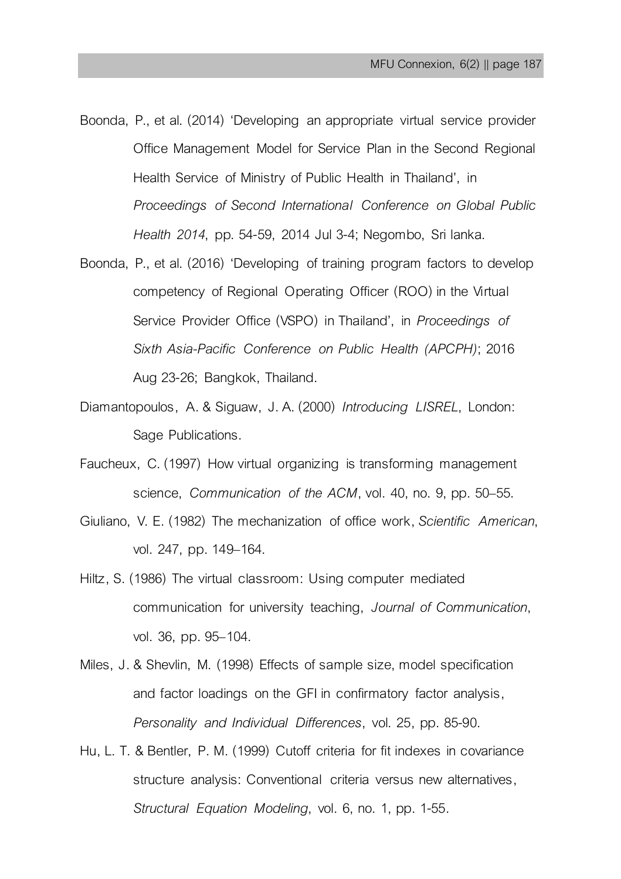Boonda, P., et al. (2014) 'Developing an appropriate virtual service provider Office Management Model for Service Plan in the Second Regional Health Service of Ministry of Public Health in Thailand', in *Proceedings of Second International Conference on Global Public Health 2014*, pp. 54-59, 2014 Jul 3-4; Negombo, Sri lanka.

Boonda, P., et al. (2016) 'Developing of training program factors to develop competency of Regional Operating Officer (ROO) in the Virtual Service Provider Office (VSPO) in Thailand', in *Proceedings of Sixth Asia-Pacific Conference on Public Health (APCPH)*; 2016 Aug 23-26; Bangkok, Thailand.

Diamantopoulos, A. & Siguaw, J. A. (2000) *Introducing LISREL*, London: Sage Publications.

Faucheux, C. (1997) How virtual organizing is transforming management science, *Communication of the ACM*, vol. 40, no. 9, pp. 50–55.

Giuliano, V. E. (1982) The mechanization of office work, *Scientific American*, vol. 247, pp. 149–164.

Hiltz, S. (1986) The virtual classroom: Using computer mediated communication for university teaching, *Journal of Communication*, vol. 36, pp. 95–104.

Miles, J. & Shevlin, M. (1998) Effects of sample size, model specification and factor loadings on the GFI in confirmatory factor analysis, *Personality and Individual Differences*, vol. 25, pp. 85-90.

Hu, L. T. & Bentler, P. M. (1999) Cutoff criteria for fit indexes in covariance structure analysis: Conventional criteria versus new alternatives, *Structural Equation Modeling*, vol. 6, no. 1, pp. 1-55.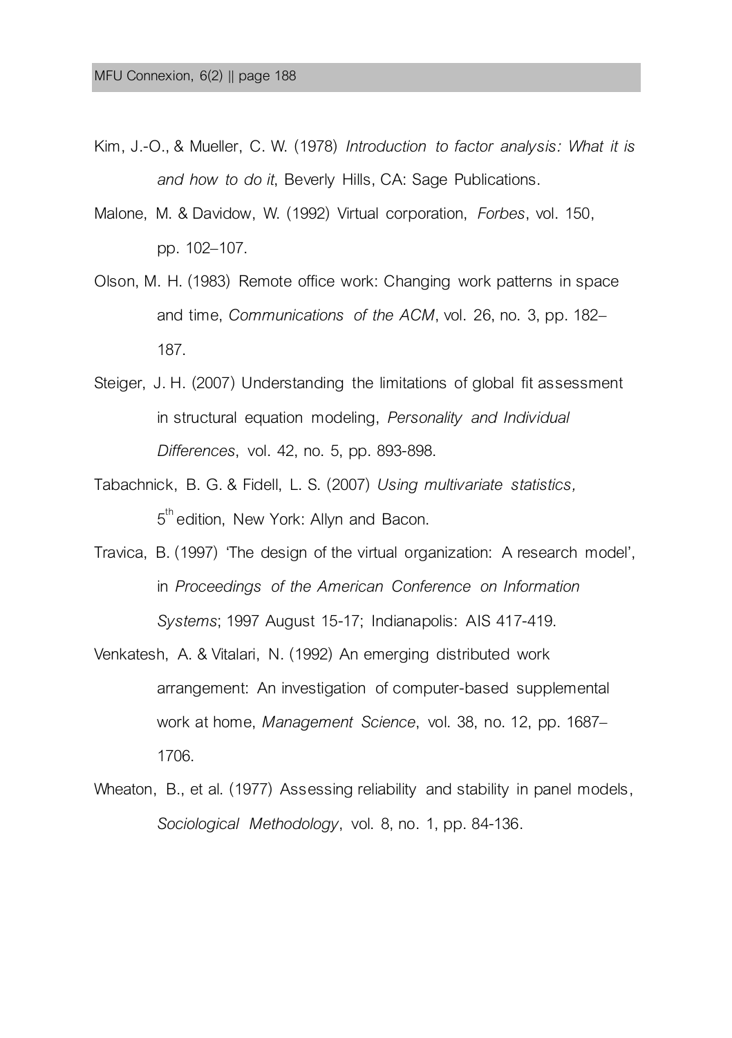Kim, J.-O., & Mueller, C. W. (1978) *Introduction to factor analysis: What it is and how to do it*, Beverly Hills, CA: Sage Publications.

Malone, M. & Davidow, W. (1992) Virtual corporation, *Forbes*, vol. 150, pp. 102–107.

Olson, M. H. (1983) Remote office work: Changing work patterns in space and time, *Communications of the ACM*, vol. 26, no. 3, pp. 182–187.

Steiger, J. H. (2007) Understanding the limitations of global fit assessment in structural equation modeling, *Personality and Individual Differences*, vol. 42, no. 5, pp. 893-898.

Tabachnick, B. G. & Fidell, L. S. (2007) *Using multivariate statistics,* 5th edition, New York: Allyn and Bacon.

Travica, B. (1997) 'The design of the virtual organization: A research model', in *Proceedings of the American Conference on Information Systems*; 1997 August 15-17; Indianapolis: AIS 417-419.

Venkatesh, A. & Vitalari, N. (1992) An emerging distributed work arrangement: An investigation of computer-based supplemental work at home, *Management Science*, vol. 38, no. 12, pp. 1687–1706.

Wheaton, B., et al. (1977) Assessing reliability and stability in panel models, *Sociological Methodology*, vol. 8, no. 1, pp. 84-136.